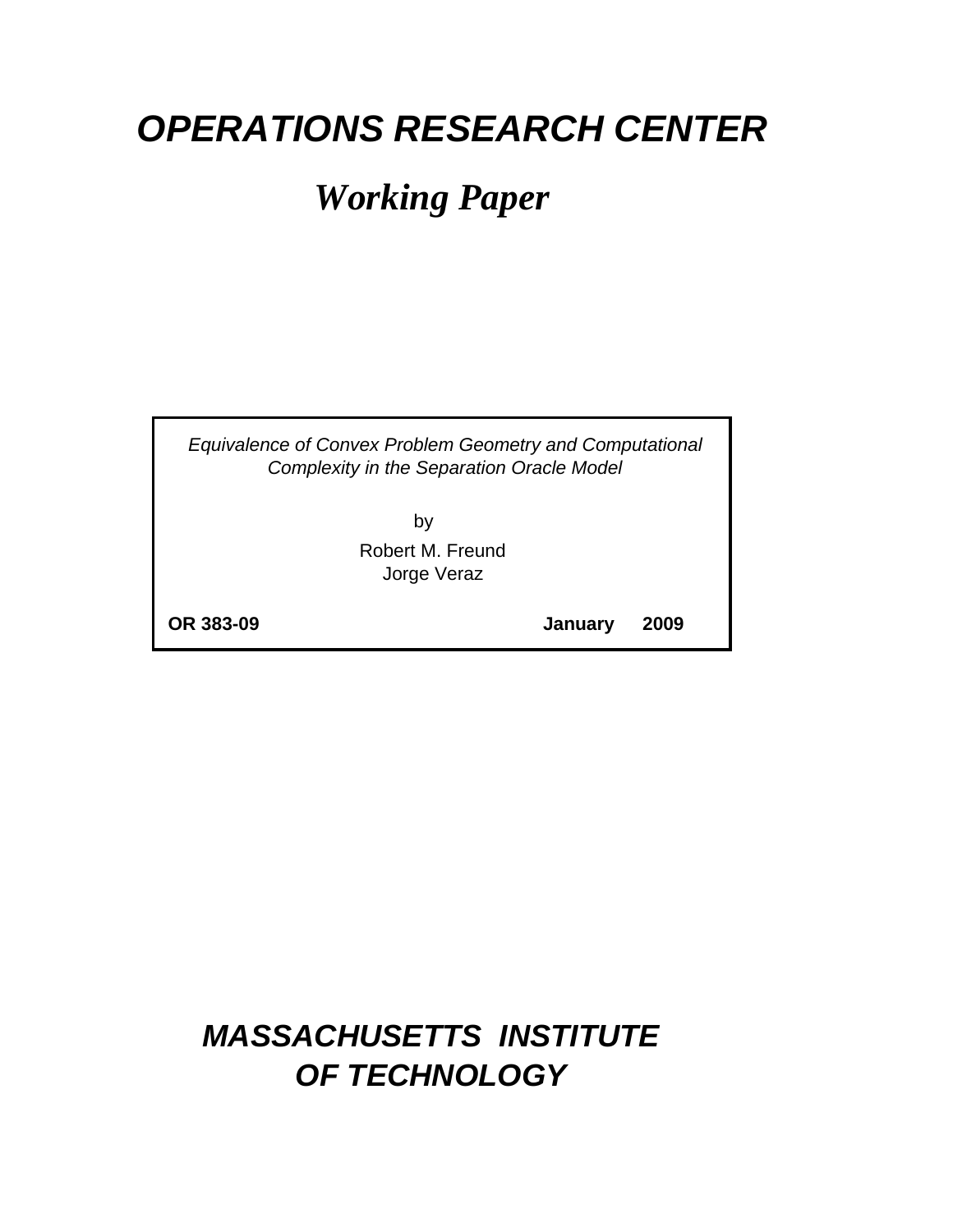# *OPERATIONS RESEARCH CENTER*

## *Working Paper*

*Equivalence of Convex Problem Geometry and Computational Complexity in the Separation Oracle Model*

by

Robert M. Freund
Jorge Veraz

**OR 383-09** **January 2009**

# *MASSACHUSETTS INSTITUTE OF TECHNOLOGY*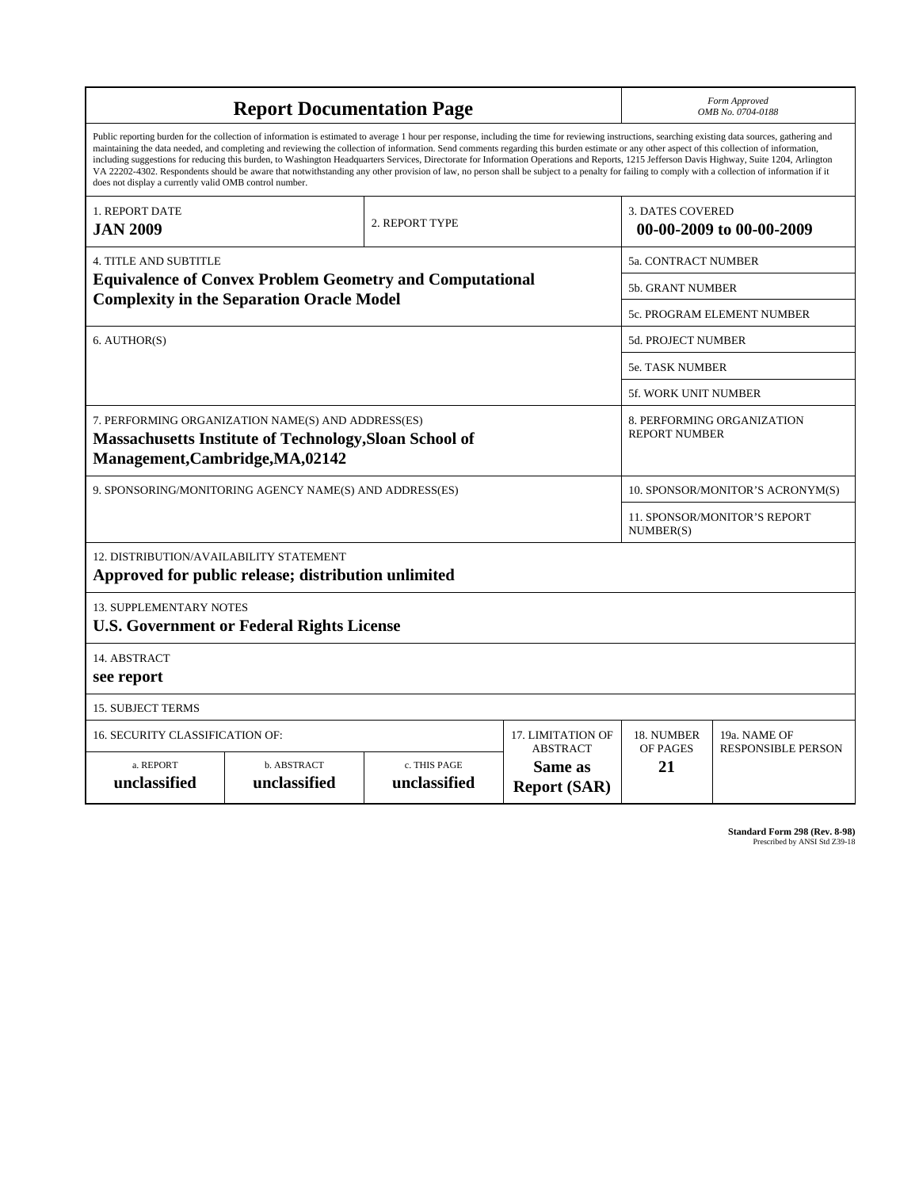# Report Documentation Page

*Form Approved*
*OMB No. 0704-0188*

Public reporting burden for the collection of information is estimated to average 1 hour per response, including the time for reviewing instructions, searching existing data sources, gathering and maintaining the data needed, and completing and reviewing the collection of information. Send comments regarding this burden estimate or any other aspect of this collection of information, including suggestions for reducing this burden, to Washington Headquarters Services, Directorate for Information Operations and Reports, 1215 Jefferson Davis Highway, Suite 1204, Arlington VA 22202-4302. Respondents should be aware that notwithstanding any other provision of law, no person shall be subject to a penalty for failing to comply with a collection of information if it does not display a currently valid OMB control number.

| | | |
|---|---|---|
| 1. REPORT DATE<br>**JAN 2009** | 2. REPORT TYPE | 3. DATES COVERED<br>**00-00-2009 to 00-00-2009** |

| | |
|---|---|
| 4. TITLE AND SUBTITLE<br>**Equivalence of Convex Problem Geometry and Computational Complexity in the Separation Oracle Model** | 5a. CONTRACT NUMBER |
| | 5b. GRANT NUMBER |
| | 5c. PROGRAM ELEMENT NUMBER |
| 6. AUTHOR(S) | 5d. PROJECT NUMBER |
| | 5e. TASK NUMBER |
| | 5f. WORK UNIT NUMBER |
| 7. PERFORMING ORGANIZATION NAME(S) AND ADDRESS(ES)<br>**Massachusetts Institute of Technology,Sloan School of Management,Cambridge,MA,02142** | 8. PERFORMING ORGANIZATION REPORT NUMBER |
| 9. SPONSORING/MONITORING AGENCY NAME(S) AND ADDRESS(ES) | 10. SPONSOR/MONITOR'S ACRONYM(S) |
| | 11. SPONSOR/MONITOR'S REPORT NUMBER(S) |

12. DISTRIBUTION/AVAILABILITY STATEMENT
**Approved for public release; distribution unlimited**

13. SUPPLEMENTARY NOTES
**U.S. Government or Federal Rights License**

14. ABSTRACT
**see report**

15. SUBJECT TERMS

| 16. SECURITY CLASSIFICATION OF: | | | 17. LIMITATION OF ABSTRACT | 18. NUMBER OF PAGES | 19a. NAME OF RESPONSIBLE PERSON |
|---|---|---|---|---|---|
| a. REPORT<br>**unclassified** | b. ABSTRACT<br>**unclassified** | c. THIS PAGE<br>**unclassified** | **Same as Report (SAR)** | **21** | |

**Standard Form 298 (Rev. 8-98)**
Prescribed by ANSI Std Z39-18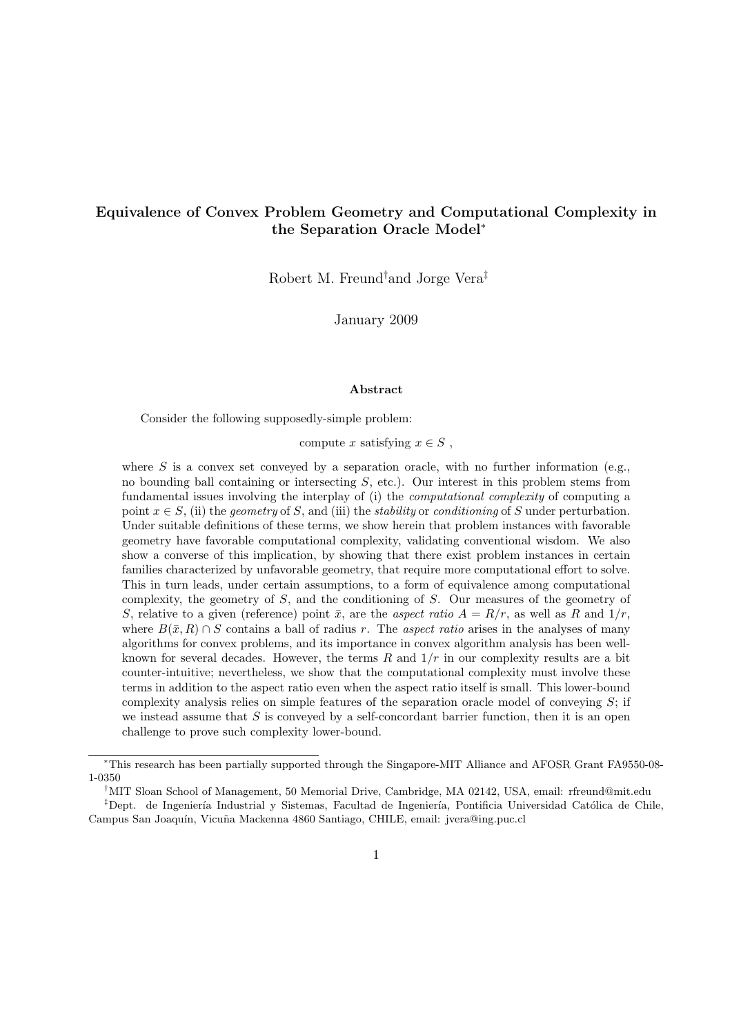# Equivalence of Convex Problem Geometry and Computational Complexity in the Separation Oracle Model[*]

Robert M. Freund[†] and Jorge Vera[‡]

January 2009

### Abstract

Consider the following supposedly-simple problem:

compute $x$ satisfying $x \in S$ ,

where $S$ is a convex set conveyed by a separation oracle, with no further information (e.g., no bounding ball containing or intersecting $S$, etc.). Our interest in this problem stems from fundamental issues involving the interplay of (i) the *computational complexity* of computing a point $x \in S$, (ii) the *geometry* of $S$, and (iii) the *stability* or *conditioning* of $S$ under perturbation. Under suitable definitions of these terms, we show herein that problem instances with favorable geometry have favorable computational complexity, validating conventional wisdom. We also show a converse of this implication, by showing that there exist problem instances in certain families characterized by unfavorable geometry, that require more computational effort to solve. This in turn leads, under certain assumptions, to a form of equivalence among computational complexity, the geometry of $S$, and the conditioning of $S$. Our measures of the geometry of $S$, relative to a given (reference) point $\bar{x}$, are the *aspect ratio* $A = R/r$, as well as $R$ and $1/r$, where $B(\bar{x}, R) \cap S$ contains a ball of radius $r$. The *aspect ratio* arises in the analyses of many algorithms for convex problems, and its importance in convex algorithm analysis has been well-known for several decades. However, the terms $R$ and $1/r$ in our complexity results are a bit counter-intuitive; nevertheless, we show that the computational complexity must involve these terms in addition to the aspect ratio even when the aspect ratio itself is small. This lower-bound complexity analysis relies on simple features of the separation oracle model of conveying $S$; if we instead assume that $S$ is conveyed by a self-concordant barrier function, then it is an open challenge to prove such complexity lower-bound.

---

[*] This research has been partially supported through the Singapore-MIT Alliance and AFOSR Grant FA9550-08-1-0350

[†] MIT Sloan School of Management, 50 Memorial Drive, Cambridge, MA 02142, USA, email: rfreund@mit.edu

[‡] Dept. de Ingeniería Industrial y Sistemas, Facultad de Ingeniería, Pontificia Universidad Católica de Chile, Campus San Joaquín, Vicuña Mackenna 4860 Santiago, CHILE, email: jvera@ing.puc.cl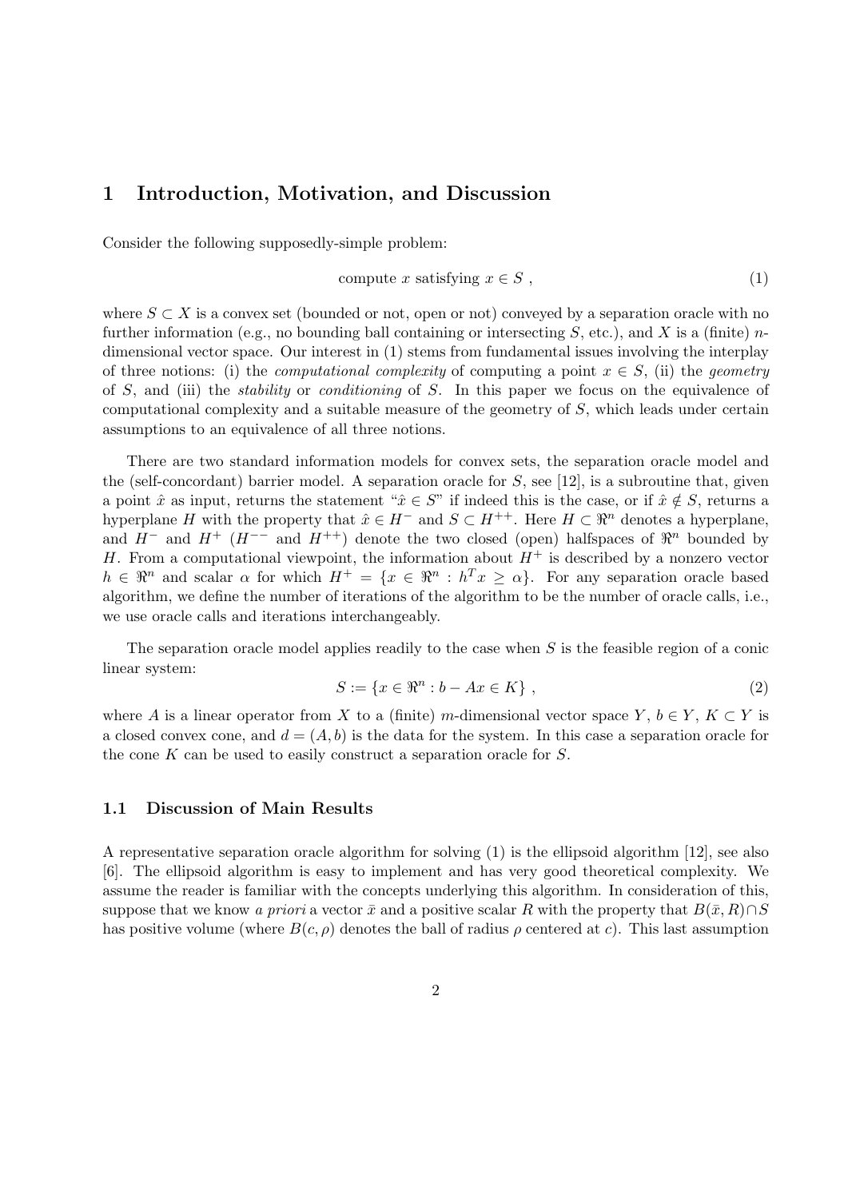## 1 Introduction, Motivation, and Discussion

Consider the following supposedly-simple problem:

$$\text{compute } x \text{ satisfying } x \in S \ , \tag{1}$$

where $S \subset X$ is a convex set (bounded or not, open or not) conveyed by a separation oracle with no further information (e.g., no bounding ball containing or intersecting $S$, etc.), and $X$ is a (finite) $n$-dimensional vector space. Our interest in (1) stems from fundamental issues involving the interplay of three notions: (i) the *computational complexity* of computing a point $x \in S$, (ii) the *geometry* of $S$, and (iii) the *stability* or *conditioning* of $S$. In this paper we focus on the equivalence of computational complexity and a suitable measure of the geometry of $S$, which leads under certain assumptions to an equivalence of all three notions.

There are two standard information models for convex sets, the separation oracle model and the (self-concordant) barrier model. A separation oracle for $S$, see [12], is a subroutine that, given a point $\hat{x}$ as input, returns the statement "$\hat{x} \in S$" if indeed this is the case, or if $\hat{x} \notin S$, returns a hyperplane $H$ with the property that $\hat{x} \in H^-$ and $S \subset H^{++}$. Here $H \subset \Re^n$ denotes a hyperplane, and $H^-$ and $H^+$ ($H^{--}$ and $H^{++}$) denote the two closed (open) halfspaces of $\Re^n$ bounded by $H$. From a computational viewpoint, the information about $H^+$ is described by a nonzero vector $h \in \Re^n$ and scalar $\alpha$ for which $H^+ = \{x \in \Re^n : h^T x \geq \alpha\}$. For any separation oracle based algorithm, we define the number of iterations of the algorithm to be the number of oracle calls, i.e., we use oracle calls and iterations interchangeably.

The separation oracle model applies readily to the case when $S$ is the feasible region of a conic linear system:

$$S := \{x \in \Re^n : b - Ax \in K\} \ , \tag{2}$$

where $A$ is a linear operator from $X$ to a (finite) $m$-dimensional vector space $Y$, $b \in Y$, $K \subset Y$ is a closed convex cone, and $d = (A, b)$ is the data for the system. In this case a separation oracle for the cone $K$ can be used to easily construct a separation oracle for $S$.

### 1.1 Discussion of Main Results

A representative separation oracle algorithm for solving (1) is the ellipsoid algorithm [12], see also [6]. The ellipsoid algorithm is easy to implement and has very good theoretical complexity. We assume the reader is familiar with the concepts underlying this algorithm. In consideration of this, suppose that we know *a priori* a vector $\bar{x}$ and a positive scalar $R$ with the property that $B(\bar{x}, R) \cap S$ has positive volume (where $B(c, \rho)$ denotes the ball of radius $\rho$ centered at $c$). This last assumption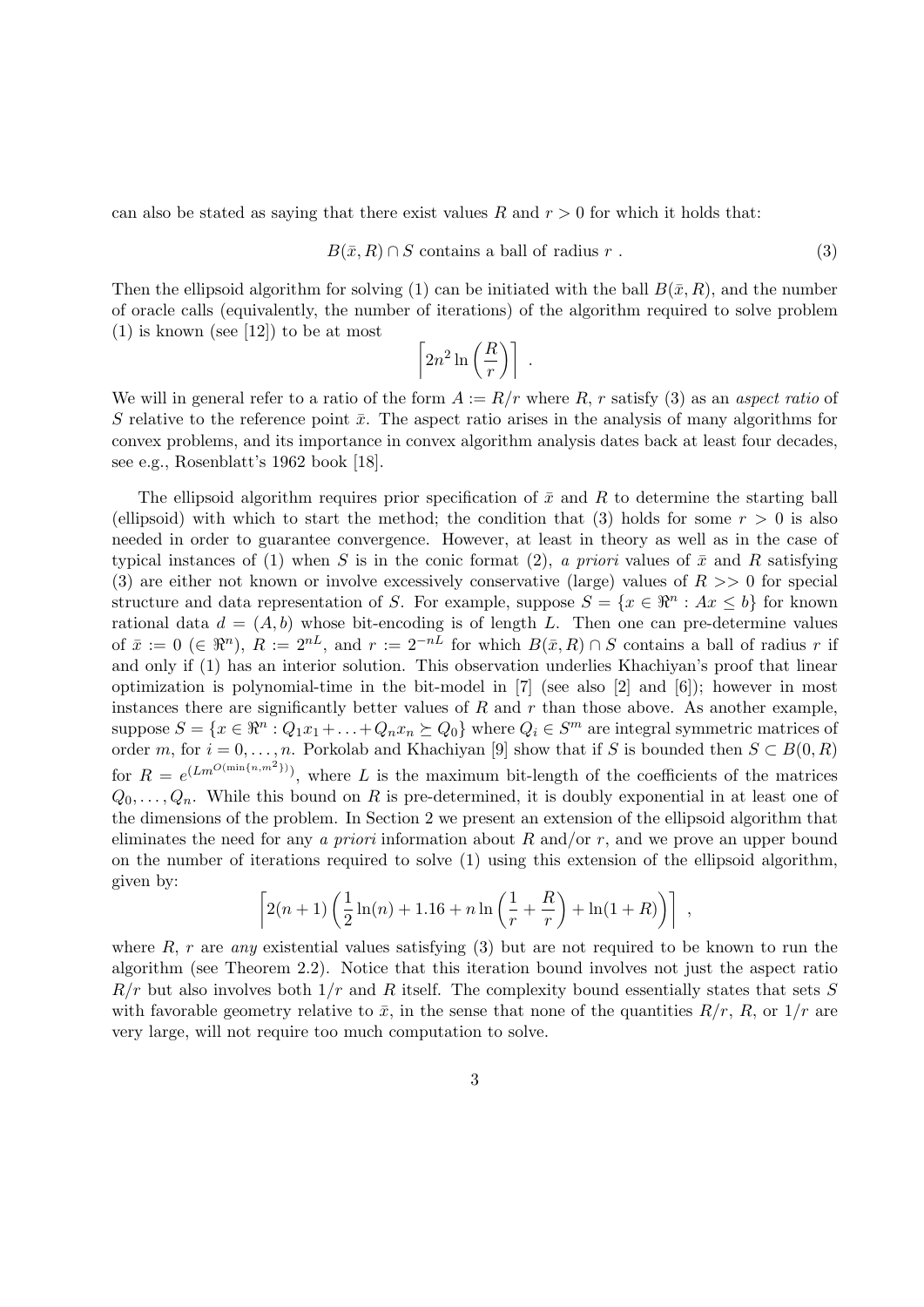can also be stated as saying that there exist values $R$ and $r > 0$ for which it holds that:

$$B(\bar{x}, R) \cap S \text{ contains a ball of radius } r \ . \tag{3}$$

Then the ellipsoid algorithm for solving (1) can be initiated with the ball $B(\bar{x}, R)$, and the number of oracle calls (equivalently, the number of iterations) of the algorithm required to solve problem (1) is known (see [12]) to be at most

$$\left\lceil 2n^2 \ln\left(\frac{R}{r}\right)\right\rceil \ .$$

We will in general refer to a ratio of the form $A := R/r$ where $R$, $r$ satisfy (3) as an *aspect ratio* of $S$ relative to the reference point $\bar{x}$. The aspect ratio arises in the analysis of many algorithms for convex problems, and its importance in convex algorithm analysis dates back at least four decades, see e.g., Rosenblatt's 1962 book [18].

The ellipsoid algorithm requires prior specification of $\bar{x}$ and $R$ to determine the starting ball (ellipsoid) with which to start the method; the condition that (3) holds for some $r > 0$ is also needed in order to guarantee convergence. However, at least in theory as well as in the case of typical instances of (1) when $S$ is in the conic format (2), *a priori* values of $\bar{x}$ and $R$ satisfying (3) are either not known or involve excessively conservative (large) values of $R >> 0$ for special structure and data representation of $S$. For example, suppose $S = \{x \in \Re^n : Ax \leq b\}$ for known rational data $d = (A, b)$ whose bit-encoding is of length $L$. Then one can pre-determine values of $\bar{x} := 0$ ($\in \Re^n$), $R := 2^{nL}$, and $r := 2^{-nL}$ for which $B(\bar{x}, R) \cap S$ contains a ball of radius $r$ if and only if (1) has an interior solution. This observation underlies Khachiyan's proof that linear optimization is polynomial-time in the bit-model in [7] (see also [2] and [6]); however in most instances there are significantly better values of $R$ and $r$ than those above. As another example, suppose $S = \{x \in \Re^n : Q_1x_1 + \ldots + Q_nx_n \succeq Q_0\}$ where $Q_i \in S^m$ are integral symmetric matrices of order $m$, for $i = 0, \ldots, n$. Porkolab and Khachiyan [9] show that if $S$ is bounded then $S \subset B(0, R)$ for $R = e^{(Lm^{O(\min\{n, m^2\})})}$, where $L$ is the maximum bit-length of the coefficients of the matrices $Q_0, \ldots, Q_n$. While this bound on $R$ is pre-determined, it is doubly exponential in at least one of the dimensions of the problem. In Section 2 we present an extension of the ellipsoid algorithm that eliminates the need for any *a priori* information about $R$ and/or $r$, and we prove an upper bound on the number of iterations required to solve (1) using this extension of the ellipsoid algorithm, given by:

$$\left\lceil 2(n+1)\left(\frac{1}{2}\ln(n) + 1.16 + n\ln\left(\frac{1}{r} + \frac{R}{r}\right) + \ln(1+R)\right)\right\rceil \ ,$$

where $R$, $r$ are *any* existential values satisfying (3) but are not required to be known to run the algorithm (see Theorem 2.2). Notice that this iteration bound involves not just the aspect ratio $R/r$ but also involves both $1/r$ and $R$ itself. The complexity bound essentially states that sets $S$ with favorable geometry relative to $\bar{x}$, in the sense that none of the quantities $R/r$, $R$, or $1/r$ are very large, will not require too much computation to solve.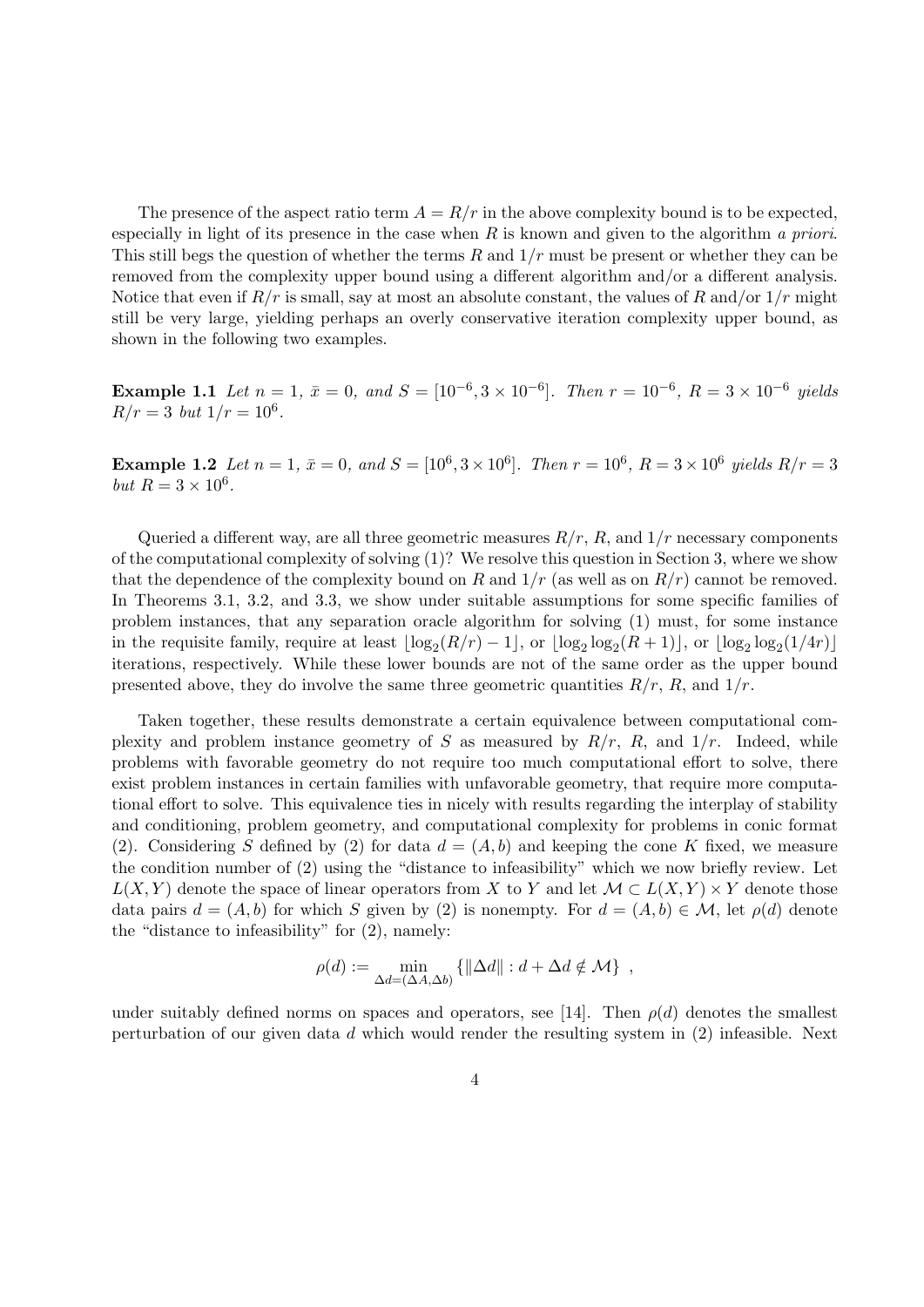The presence of the aspect ratio term $A = R/r$ in the above complexity bound is to be expected, especially in light of its presence in the case when $R$ is known and given to the algorithm *a priori*. This still begs the question of whether the terms $R$ and $1/r$ must be present or whether they can be removed from the complexity upper bound using a different algorithm and/or a different analysis. Notice that even if $R/r$ is small, say at most an absolute constant, the values of $R$ and/or $1/r$ might still be very large, yielding perhaps an overly conservative iteration complexity upper bound, as shown in the following two examples.

**Example 1.1** *Let* $n = 1$, $\bar{x} = 0$, *and* $S = [10^{-6}, 3 \times 10^{-6}]$. *Then* $r = 10^{-6}$, $R = 3 \times 10^{-6}$ *yields* $R/r = 3$ *but* $1/r = 10^6$.

**Example 1.2** *Let* $n = 1$, $\bar{x} = 0$, *and* $S = [10^6, 3 \times 10^6]$. *Then* $r = 10^6$, $R = 3 \times 10^6$ *yields* $R/r = 3$ *but* $R = 3 \times 10^6$.

Queried a different way, are all three geometric measures $R/r$, $R$, and $1/r$ necessary components of the computational complexity of solving (1)? We resolve this question in Section 3, where we show that the dependence of the complexity bound on $R$ and $1/r$ (as well as on $R/r$) cannot be removed. In Theorems 3.1, 3.2, and 3.3, we show under suitable assumptions for some specific families of problem instances, that any separation oracle algorithm for solving (1) must, for some instance in the requisite family, require at least $\lfloor \log_2(R/r) - 1 \rfloor$, or $\lfloor \log_2 \log_2(R + 1) \rfloor$, or $\lfloor \log_2 \log_2(1/4r) \rfloor$ iterations, respectively. While these lower bounds are not of the same order as the upper bound presented above, they do involve the same three geometric quantities $R/r$, $R$, and $1/r$.

Taken together, these results demonstrate a certain equivalence between computational complexity and problem instance geometry of $S$ as measured by $R/r$, $R$, and $1/r$. Indeed, while problems with favorable geometry do not require too much computational effort to solve, there exist problem instances in certain families with unfavorable geometry, that require more computational effort to solve. This equivalence ties in nicely with results regarding the interplay of stability and conditioning, problem geometry, and computational complexity for problems in conic format (2). Considering $S$ defined by (2) for data $d = (A, b)$ and keeping the cone $K$ fixed, we measure the condition number of (2) using the "distance to infeasibility" which we now briefly review. Let $L(X, Y)$ denote the space of linear operators from $X$ to $Y$ and let $\mathcal{M} \subset L(X, Y) \times Y$ denote those data pairs $d = (A, b)$ for which $S$ given by (2) is nonempty. For $d = (A, b) \in \mathcal{M}$, let $\rho(d)$ denote the "distance to infeasibility" for (2), namely:

$$\rho(d) := \min_{\Delta d = (\Delta A, \Delta b)} \{ \|\Delta d\| : d + \Delta d \notin \mathcal{M} \} ,$$

under suitably defined norms on spaces and operators, see [14]. Then $\rho(d)$ denotes the smallest perturbation of our given data $d$ which would render the resulting system in (2) infeasible. Next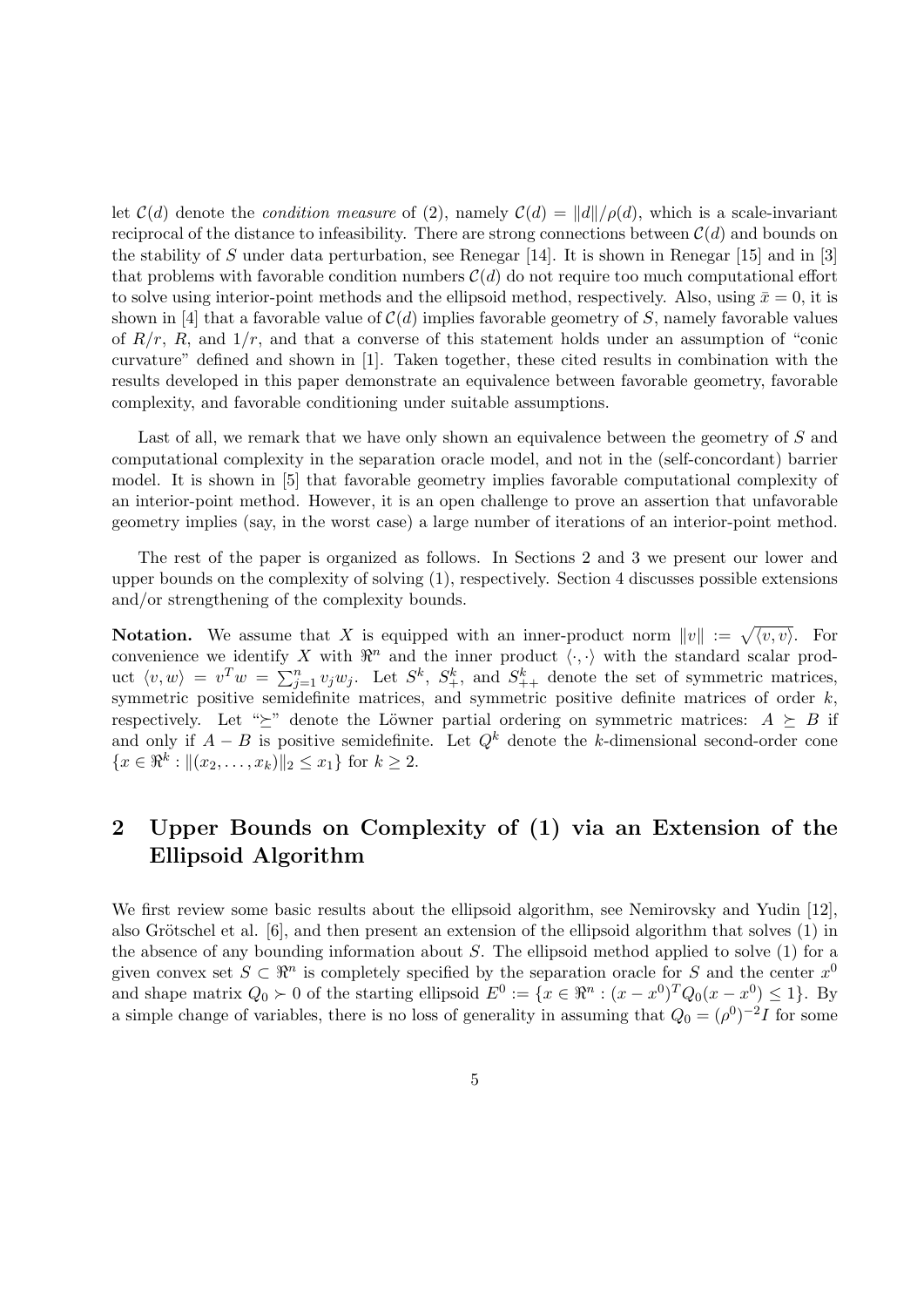let $\mathcal{C}(d)$ denote the *condition measure* of (2), namely $\mathcal{C}(d) = \|d\|/\rho(d)$, which is a scale-invariant reciprocal of the distance to infeasibility. There are strong connections between $\mathcal{C}(d)$ and bounds on the stability of $S$ under data perturbation, see Renegar [14]. It is shown in Renegar [15] and in [3] that problems with favorable condition numbers $\mathcal{C}(d)$ do not require too much computational effort to solve using interior-point methods and the ellipsoid method, respectively. Also, using $\bar{x} = 0$, it is shown in [4] that a favorable value of $\mathcal{C}(d)$ implies favorable geometry of $S$, namely favorable values of $R/r$, $R$, and $1/r$, and that a converse of this statement holds under an assumption of "conic curvature" defined and shown in [1]. Taken together, these cited results in combination with the results developed in this paper demonstrate an equivalence between favorable geometry, favorable complexity, and favorable conditioning under suitable assumptions.

Last of all, we remark that we have only shown an equivalence between the geometry of $S$ and computational complexity in the separation oracle model, and not in the (self-concordant) barrier model. It is shown in [5] that favorable geometry implies favorable computational complexity of an interior-point method. However, it is an open challenge to prove an assertion that unfavorable geometry implies (say, in the worst case) a large number of iterations of an interior-point method.

The rest of the paper is organized as follows. In Sections 2 and 3 we present our lower and upper bounds on the complexity of solving (1), respectively. Section 4 discusses possible extensions and/or strengthening of the complexity bounds.

**Notation.** We assume that $X$ is equipped with an inner-product norm $\|v\| := \sqrt{\langle v, v\rangle}$. For convenience we identify $X$ with $\Re^n$ and the inner product $\langle \cdot, \cdot \rangle$ with the standard scalar product $\langle v, w\rangle = v^T w = \sum_{j=1}^n v_j w_j$. Let $S^k$, $S^k_+$, and $S^k_{++}$ denote the set of symmetric matrices, symmetric positive semidefinite matrices, and symmetric positive definite matrices of order $k$, respectively. Let "$\succeq$" denote the Löwner partial ordering on symmetric matrices: $A \succeq B$ if and only if $A - B$ is positive semidefinite. Let $Q^k$ denote the $k$-dimensional second-order cone $\{x \in \Re^k : \|(x_2, \ldots, x_k)\|_2 \leq x_1\}$ for $k \geq 2$.

## 2 Upper Bounds on Complexity of (1) via an Extension of the Ellipsoid Algorithm

We first review some basic results about the ellipsoid algorithm, see Nemirovsky and Yudin [12], also Grötschel et al. [6], and then present an extension of the ellipsoid algorithm that solves (1) in the absence of any bounding information about $S$. The ellipsoid method applied to solve (1) for a given convex set $S \subset \Re^n$ is completely specified by the separation oracle for $S$ and the center $x^0$ and shape matrix $Q_0 \succ 0$ of the starting ellipsoid $E^0 := \{x \in \Re^n : (x - x^0)^T Q_0 (x - x^0) \leq 1\}$. By a simple change of variables, there is no loss of generality in assuming that $Q_0 = (\rho^0)^{-2} I$ for some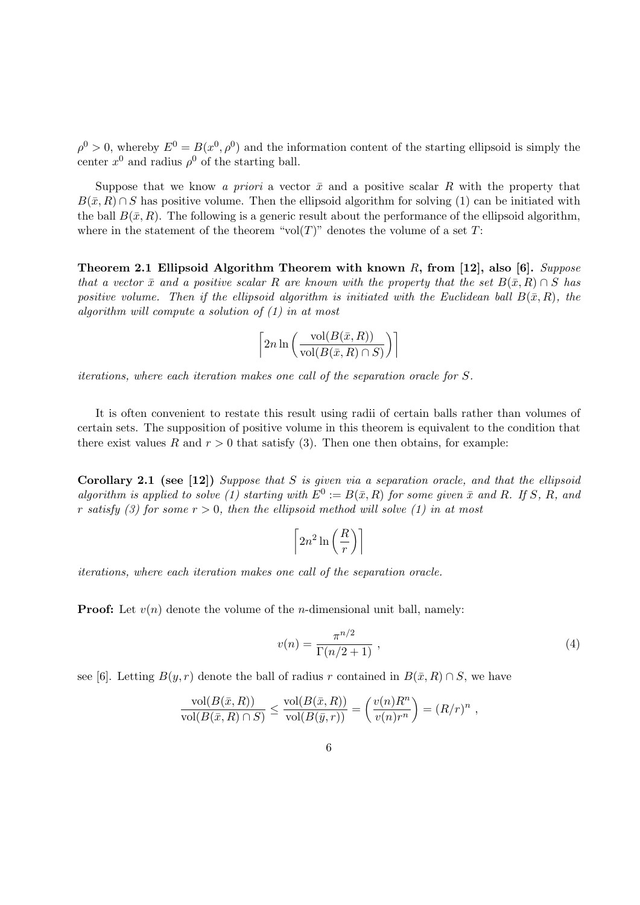$\rho^0 > 0$, whereby $E^0 = B(x^0, \rho^0)$ and the information content of the starting ellipsoid is simply the center $x^0$ and radius $\rho^0$ of the starting ball.

Suppose that we know *a priori* a vector $\bar{x}$ and a positive scalar $R$ with the property that $B(\bar{x}, R) \cap S$ has positive volume. Then the ellipsoid algorithm for solving (1) can be initiated with the ball $B(\bar{x}, R)$. The following is a generic result about the performance of the ellipsoid algorithm, where in the statement of the theorem "vol$(T)$" denotes the volume of a set $T$:

**Theorem 2.1 Ellipsoid Algorithm Theorem with known $R$, from [12], also [6].** *Suppose that a vector $\bar{x}$ and a positive scalar $R$ are known with the property that the set $B(\bar{x}, R) \cap S$ has positive volume. Then if the ellipsoid algorithm is initiated with the Euclidean ball $B(\bar{x}, R)$, the algorithm will compute a solution of (1) in at most*

$$\left\lceil 2n \ln\left( \frac{\text{vol}(B(\bar{x}, R))}{\text{vol}(B(\bar{x}, R) \cap S)} \right) \right\rceil$$

*iterations, where each iteration makes one call of the separation oracle for $S$.*

It is often convenient to restate this result using radii of certain balls rather than volumes of certain sets. The supposition of positive volume in this theorem is equivalent to the condition that there exist values $R$ and $r > 0$ that satisfy (3). Then one then obtains, for example:

**Corollary 2.1 (see [12])** *Suppose that $S$ is given via a separation oracle, and that the ellipsoid algorithm is applied to solve (1) starting with $E^0 := B(\bar{x}, R)$ for some given $\bar{x}$ and $R$. If $S$, $R$, and $r$ satisfy (3) for some $r > 0$, then the ellipsoid method will solve (1) in at most*

$$\left\lceil 2n^2 \ln\left( \frac{R}{r} \right) \right\rceil$$

*iterations, where each iteration makes one call of the separation oracle.*

**Proof:** Let $v(n)$ denote the volume of the $n$-dimensional unit ball, namely:

$$v(n) = \frac{\pi^{n/2}}{\Gamma(n/2 + 1)} \,, \tag{4}$$

see [6]. Letting $B(y, r)$ denote the ball of radius $r$ contained in $B(\bar{x}, R) \cap S$, we have

$$\frac{\text{vol}(B(\bar{x}, R))}{\text{vol}(B(\bar{x}, R) \cap S)} \leq \frac{\text{vol}(B(\bar{x}, R))}{\text{vol}(B(\bar{y}, r))} = \left( \frac{v(n) R^n}{v(n) r^n} \right) = (R/r)^n \,,$$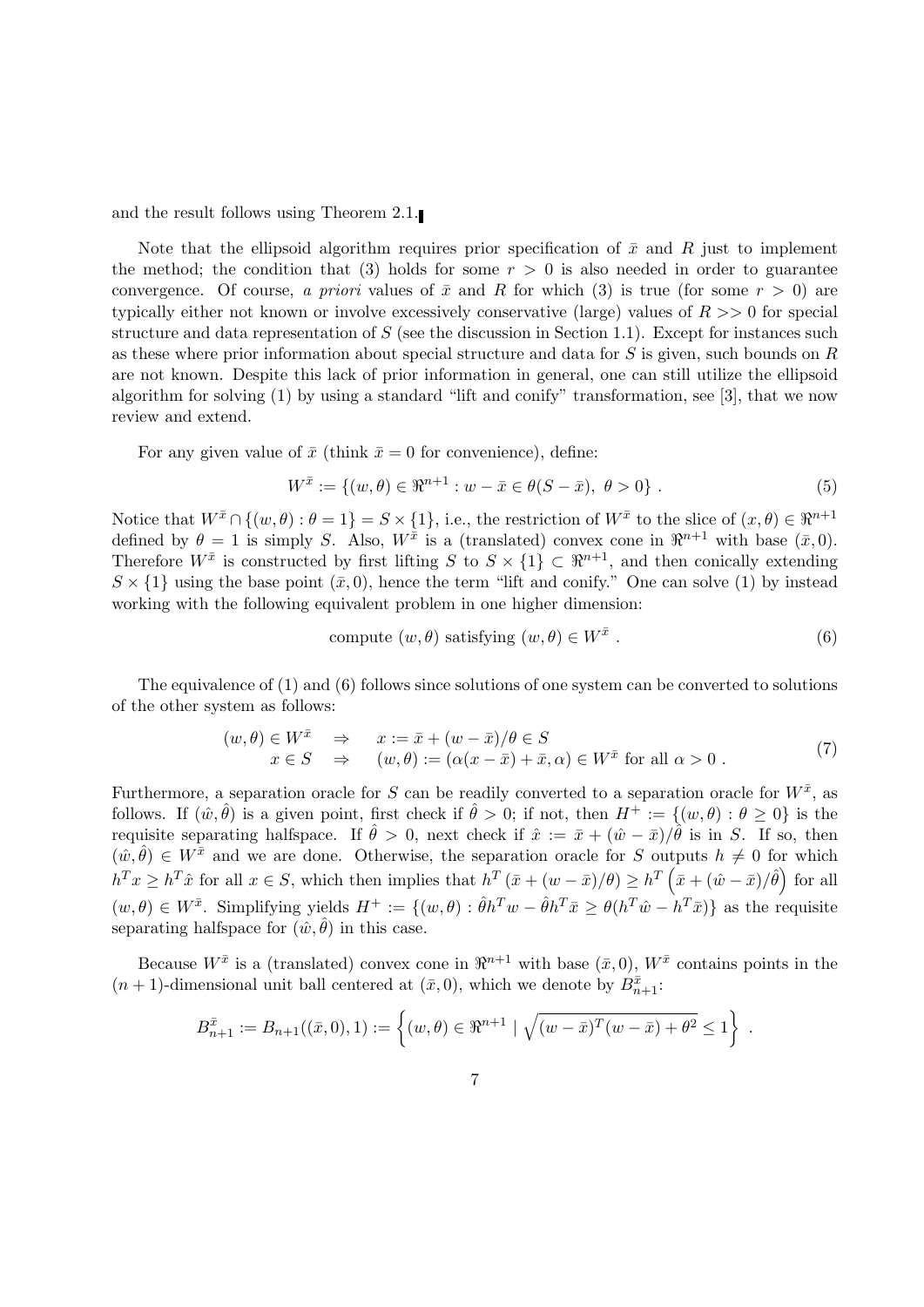and the result follows using Theorem 2.1. ∎

Note that the ellipsoid algorithm requires prior specification of $\bar{x}$ and $R$ just to implement the method; the condition that (3) holds for some $r > 0$ is also needed in order to guarantee convergence. Of course, *a priori* values of $\bar{x}$ and $R$ for which (3) is true (for some $r > 0$) are typically either not known or involve excessively conservative (large) values of $R >> 0$ for special structure and data representation of $S$ (see the discussion in Section 1.1). Except for instances such as these where prior information about special structure and data for $S$ is given, such bounds on $R$ are not known. Despite this lack of prior information in general, one can still utilize the ellipsoid algorithm for solving (1) by using a standard "lift and conify" transformation, see [3], that we now review and extend.

For any given value of $\bar{x}$ (think $\bar{x} = 0$ for convenience), define:

$$W^{\bar{x}} := \{(w, \theta) \in \Re^{n+1} : w - \bar{x} \in \theta(S - \bar{x}),\ \theta > 0\} . \tag{5}$$

Notice that $W^{\bar{x}} \cap \{(w, \theta) : \theta = 1\} = S \times \{1\}$, i.e., the restriction of $W^{\bar{x}}$ to the slice of $(x, \theta) \in \Re^{n+1}$ defined by $\theta = 1$ is simply $S$. Also, $W^{\bar{x}}$ is a (translated) convex cone in $\Re^{n+1}$ with base $(\bar{x}, 0)$. Therefore $W^{\bar{x}}$ is constructed by first lifting $S$ to $S \times \{1\} \subset \Re^{n+1}$, and then conically extending $S \times \{1\}$ using the base point $(\bar{x}, 0)$, hence the term "lift and conify." One can solve (1) by instead working with the following equivalent problem in one higher dimension:

$$\text{compute } (w, \theta) \text{ satisfying } (w, \theta) \in W^{\bar{x}} . \tag{6}$$

The equivalence of (1) and (6) follows since solutions of one system can be converted to solutions of the other system as follows:

$$\begin{array}{lll} (w, \theta) \in W^{\bar{x}} & \Rightarrow & x := \bar{x} + (w - \bar{x})/\theta \in S \\ x \in S & \Rightarrow & (w, \theta) := (\alpha(x - \bar{x}) + \bar{x}, \alpha) \in W^{\bar{x}} \text{ for all } \alpha > 0 . \end{array} \tag{7}$$

Furthermore, a separation oracle for $S$ can be readily converted to a separation oracle for $W^{\bar{x}}$, as follows. If $(\hat{w}, \hat{\theta})$ is a given point, first check if $\hat{\theta} > 0$; if not, then $H^+ := \{(w, \theta) : \theta \geq 0\}$ is the requisite separating halfspace. If $\hat{\theta} > 0$, next check if $\hat{x} := \bar{x} + (\hat{w} - \bar{x})/\hat{\theta}$ is in $S$. If so, then $(\hat{w}, \hat{\theta}) \in W^{\bar{x}}$ and we are done. Otherwise, the separation oracle for $S$ outputs $h \neq 0$ for which $h^T x \geq h^T \hat{x}$ for all $x \in S$, which then implies that $h^T (\bar{x} + (w - \bar{x})/\theta) \geq h^T \left(\bar{x} + (\hat{w} - \bar{x})/\hat{\theta}\right)$ for all $(w, \theta) \in W^{\bar{x}}$. Simplifying yields $H^+ := \{(w, \theta) : \hat{\theta} h^T w - \hat{\theta} h^T \bar{x} \geq \theta(h^T \hat{w} - h^T \bar{x})\}$ as the requisite separating halfspace for $(\hat{w}, \hat{\theta})$ in this case.

Because $W^{\bar{x}}$ is a (translated) convex cone in $\Re^{n+1}$ with base $(\bar{x}, 0)$, $W^{\bar{x}}$ contains points in the $(n+1)$-dimensional unit ball centered at $(\bar{x}, 0)$, which we denote by $B^{\bar{x}}_{n+1}$:

$$B^{\bar{x}}_{n+1} := B_{n+1}((\bar{x}, 0), 1) := \left\{(w, \theta) \in \Re^{n+1} \mid \sqrt{(w - \bar{x})^T (w - \bar{x}) + \theta^2} \leq 1\right\} .$$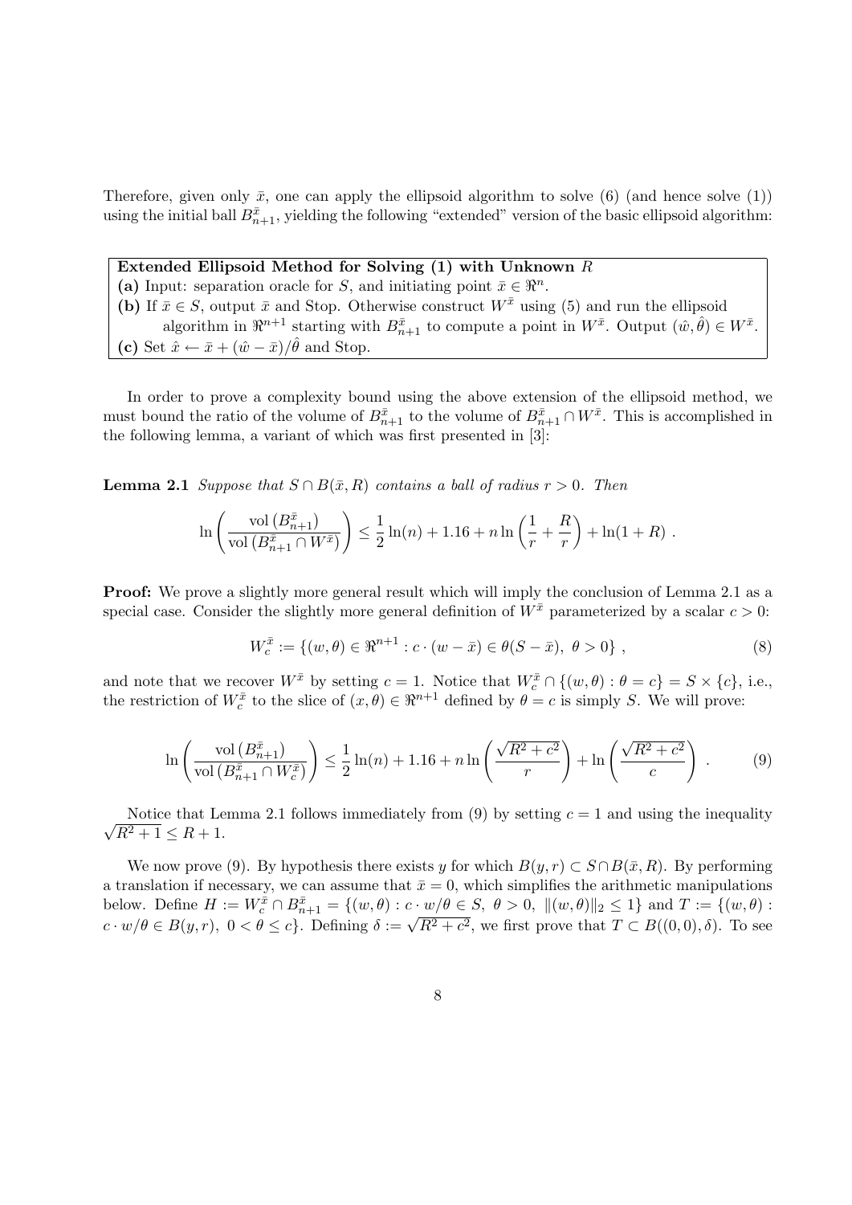Therefore, given only $\bar{x}$, one can apply the ellipsoid algorithm to solve (6) (and hence solve (1)) using the initial ball $B^{\bar{x}}_{n+1}$, yielding the following "extended" version of the basic ellipsoid algorithm:

> **Extended Ellipsoid Method for Solving (1) with Unknown $R$**
> **(a)** Input: separation oracle for $S$, and initiating point $\bar{x} \in \Re^n$.
> **(b)** If $\bar{x} \in S$, output $\bar{x}$ and Stop. Otherwise construct $W^{\bar{x}}$ using (5) and run the ellipsoid algorithm in $\Re^{n+1}$ starting with $B^{\bar{x}}_{n+1}$ to compute a point in $W^{\bar{x}}$. Output $(\hat{w}, \hat{\theta}) \in W^{\bar{x}}$.
> **(c)** Set $\hat{x} \leftarrow \bar{x} + (\hat{w} - \bar{x})/\hat{\theta}$ and Stop.

In order to prove a complexity bound using the above extension of the ellipsoid method, we must bound the ratio of the volume of $B^{\bar{x}}_{n+1}$ to the volume of $B^{\bar{x}}_{n+1} \cap W^{\bar{x}}$. This is accomplished in the following lemma, a variant of which was first presented in [3]:

**Lemma 2.1** *Suppose that $S \cap B(\bar{x}, R)$ contains a ball of radius $r > 0$. Then*

$$\ln\left(\frac{\mathrm{vol}\left(B^{\bar{x}}_{n+1}\right)}{\mathrm{vol}\left(B^{\bar{x}}_{n+1} \cap W^{\bar{x}}\right)}\right) \leq \frac{1}{2}\ln(n) + 1.16 + n\ln\left(\frac{1}{r} + \frac{R}{r}\right) + \ln(1+R) \ .$$

**Proof:** We prove a slightly more general result which will imply the conclusion of Lemma 2.1 as a special case. Consider the slightly more general definition of $W^{\bar{x}}$ parameterized by a scalar $c > 0$:

$$W^{\bar{x}}_c := \{(w, \theta) \in \Re^{n+1} : c \cdot (w - \bar{x}) \in \theta(S - \bar{x}),\ \theta > 0\} \ , \tag{8}$$

and note that we recover $W^{\bar{x}}$ by setting $c = 1$. Notice that $W^{\bar{x}}_c \cap \{(w, \theta) : \theta = c\} = S \times \{c\}$, i.e., the restriction of $W^{\bar{x}}_c$ to the slice of $(x, \theta) \in \Re^{n+1}$ defined by $\theta = c$ is simply $S$. We will prove:

$$\ln\left(\frac{\mathrm{vol}\left(B^{\bar{x}}_{n+1}\right)}{\mathrm{vol}\left(B^{\bar{x}}_{n+1} \cap W^{\bar{x}}_c\right)}\right) \leq \frac{1}{2}\ln(n) + 1.16 + n\ln\left(\frac{\sqrt{R^2 + c^2}}{r}\right) + \ln\left(\frac{\sqrt{R^2 + c^2}}{c}\right) \ . \tag{9}$$

Notice that Lemma 2.1 follows immediately from (9) by setting $c = 1$ and using the inequality $\sqrt{R^2 + 1} \leq R + 1$.

We now prove (9). By hypothesis there exists $y$ for which $B(y, r) \subset S \cap B(\bar{x}, R)$. By performing a translation if necessary, we can assume that $\bar{x} = 0$, which simplifies the arithmetic manipulations below. Define $H := W^{\bar{x}}_c \cap B^{\bar{x}}_{n+1} = \{(w, \theta) : c \cdot w/\theta \in S,\ \theta > 0,\ \|(w, \theta)\|_2 \leq 1\}$ and $T := \{(w, \theta) : c \cdot w/\theta \in B(y, r),\ 0 < \theta \leq c\}$. Defining $\delta := \sqrt{R^2 + c^2}$, we first prove that $T \subset B((0, 0), \delta)$. To see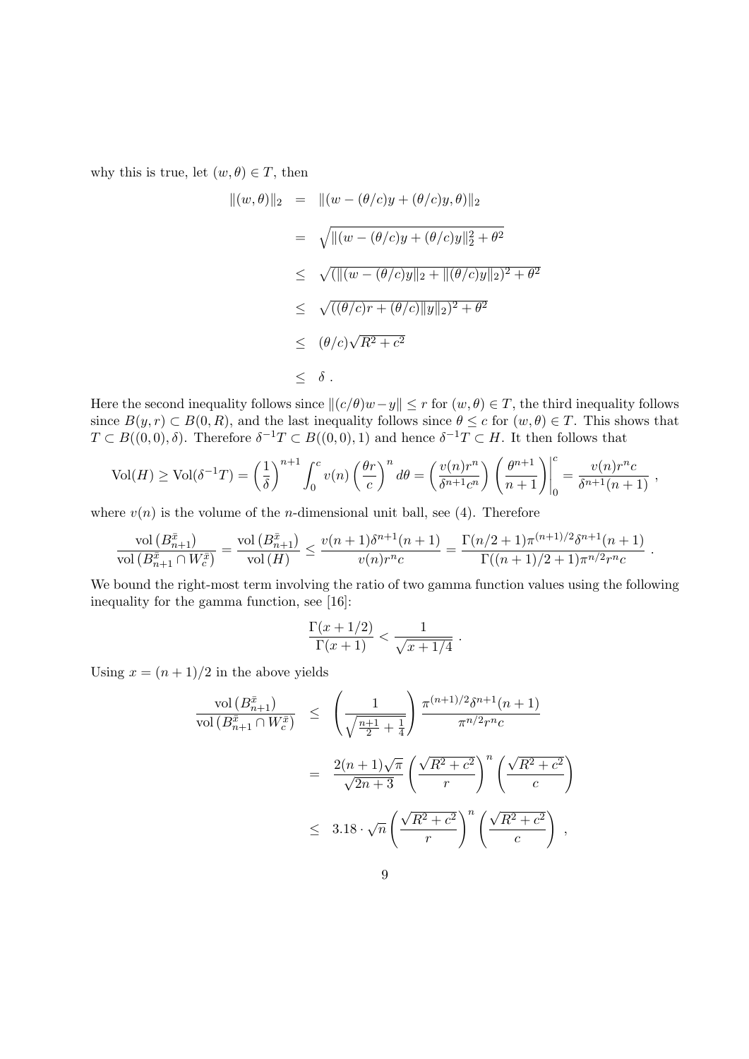why this is true, let $(w, \theta) \in T$, then

$$
\begin{aligned}
\|(w,\theta)\|_2 &= \|(w - (\theta/c)y + (\theta/c)y, \theta)\|_2 \\
&= \sqrt{\|(w - (\theta/c)y + (\theta/c)y\|_2^2 + \theta^2} \\
&\leq \sqrt{(\|(w - (\theta/c)y\|_2 + \|(\theta/c)y\|_2)^2 + \theta^2} \\
&\leq \sqrt{((\theta/c)r + (\theta/c)\|y\|_2)^2 + \theta^2} \\
&\leq (\theta/c)\sqrt{R^2 + c^2} \\
&\leq \delta \ .
\end{aligned}
$$

Here the second inequality follows since $\|(c/\theta)w - y\| \leq r$ for $(w, \theta) \in T$, the third inequality follows since $B(y, r) \subset B(0, R)$, and the last inequality follows since $\theta \leq c$ for $(w, \theta) \in T$. This shows that $T \subset B((0,0), \delta)$. Therefore $\delta^{-1}T \subset B((0,0), 1)$ and hence $\delta^{-1}T \subset H$. It then follows that

$$
\mathrm{Vol}(H) \geq \mathrm{Vol}(\delta^{-1}T) = \left(\frac{1}{\delta}\right)^{n+1} \int_0^c v(n) \left(\frac{\theta r}{c}\right)^n d\theta = \left(\frac{v(n) r^n}{\delta^{n+1} c^n}\right) \left(\frac{\theta^{n+1}}{n+1}\right)\Bigg|_0^c = \frac{v(n) r^n c}{\delta^{n+1}(n+1)} \ ,
$$

where $v(n)$ is the volume of the $n$-dimensional unit ball, see (4). Therefore

$$
\frac{\mathrm{vol}\left(B_{n+1}^{\bar{x}}\right)}{\mathrm{vol}\left(B_{n+1}^{\bar{x}} \cap W_c^{\bar{x}}\right)} = \frac{\mathrm{vol}\left(B_{n+1}^{\bar{x}}\right)}{\mathrm{vol}\left(H\right)} \leq \frac{v(n+1)\delta^{n+1}(n+1)}{v(n) r^n c} = \frac{\Gamma(n/2+1)\pi^{(n+1)/2}\delta^{n+1}(n+1)}{\Gamma((n+1)/2+1)\pi^{n/2} r^n c} \ .
$$

We bound the right-most term involving the ratio of two gamma function values using the following inequality for the gamma function, see [16]:

$$
\frac{\Gamma(x+1/2)}{\Gamma(x+1)} < \frac{1}{\sqrt{x+1/4}} \ .
$$

Using $x = (n+1)/2$ in the above yields

$$
\begin{aligned}
\frac{\mathrm{vol}\left(B_{n+1}^{\bar{x}}\right)}{\mathrm{vol}\left(B_{n+1}^{\bar{x}} \cap W_c^{\bar{x}}\right)} &\leq \left(\frac{1}{\sqrt{\frac{n+1}{2} + \frac{1}{4}}}\right) \frac{\pi^{(n+1)/2}\delta^{n+1}(n+1)}{\pi^{n/2} r^n c} \\
&= \frac{2(n+1)\sqrt{\pi}}{\sqrt{2n+3}} \left(\frac{\sqrt{R^2+c^2}}{r}\right)^n \left(\frac{\sqrt{R^2+c^2}}{c}\right) \\
&\leq 3.18 \cdot \sqrt{n} \left(\frac{\sqrt{R^2+c^2}}{r}\right)^n \left(\frac{\sqrt{R^2+c^2}}{c}\right) \ ,
\end{aligned}
$$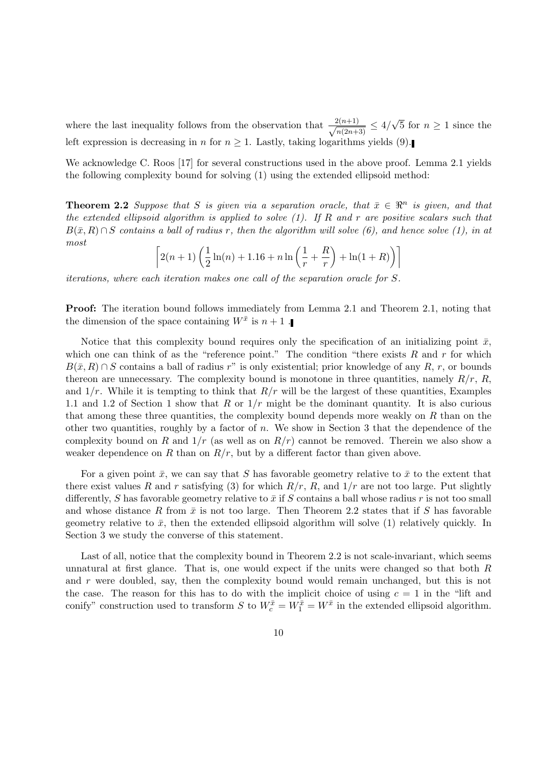where the last inequality follows from the observation that $\frac{2(n+1)}{\sqrt{n(2n+3)}} \leq 4/\sqrt{5}$ for $n \geq 1$ since the left expression is decreasing in $n$ for $n \geq 1$. Lastly, taking logarithms yields (9).∎

We acknowledge C. Roos [17] for several constructions used in the above proof. Lemma 2.1 yields the following complexity bound for solving (1) using the extended ellipsoid method:

**Theorem 2.2** *Suppose that $S$ is given via a separation oracle, that $\bar{x} \in \Re^n$ is given, and that the extended ellipsoid algorithm is applied to solve (1). If $R$ and $r$ are positive scalars such that $B(\bar{x}, R) \cap S$ contains a ball of radius $r$, then the algorithm will solve (6), and hence solve (1), in at most*

$$\left\lceil 2(n+1)\left(\frac{1}{2}\ln(n) + 1.16 + n\ln\left(\frac{1}{r} + \frac{R}{r}\right) + \ln(1+R)\right)\right\rceil$$

*iterations, where each iteration makes one call of the separation oracle for $S$.*

**Proof:** The iteration bound follows immediately from Lemma 2.1 and Theorem 2.1, noting that the dimension of the space containing $W^{\bar{x}}$ is $n+1$ .∎

Notice that this complexity bound requires only the specification of an initializing point $\bar{x}$, which one can think of as the "reference point." The condition "there exists $R$ and $r$ for which $B(\bar{x}, R) \cap S$ contains a ball of radius $r$" is only existential; prior knowledge of any $R$, $r$, or bounds thereon are unnecessary. The complexity bound is monotone in three quantities, namely $R/r$, $R$, and $1/r$. While it is tempting to think that $R/r$ will be the largest of these quantities, Examples 1.1 and 1.2 of Section 1 show that $R$ or $1/r$ might be the dominant quantity. It is also curious that among these three quantities, the complexity bound depends more weakly on $R$ than on the other two quantities, roughly by a factor of $n$. We show in Section 3 that the dependence of the complexity bound on $R$ and $1/r$ (as well as on $R/r$) cannot be removed. Therein we also show a weaker dependence on $R$ than on $R/r$, but by a different factor than given above.

For a given point $\bar{x}$, we can say that $S$ has favorable geometry relative to $\bar{x}$ to the extent that there exist values $R$ and $r$ satisfying (3) for which $R/r$, $R$, and $1/r$ are not too large. Put slightly differently, $S$ has favorable geometry relative to $\bar{x}$ if $S$ contains a ball whose radius $r$ is not too small and whose distance $R$ from $\bar{x}$ is not too large. Then Theorem 2.2 states that if $S$ has favorable geometry relative to $\bar{x}$, then the extended ellipsoid algorithm will solve (1) relatively quickly. In Section 3 we study the converse of this statement.

Last of all, notice that the complexity bound in Theorem 2.2 is not scale-invariant, which seems unnatural at first glance. That is, one would expect if the units were changed so that both $R$ and $r$ were doubled, say, then the complexity bound would remain unchanged, but this is not the case. The reason for this has to do with the implicit choice of using $c = 1$ in the "lift and conify" construction used to transform $S$ to $W_c^{\bar{x}} = W_1^{\bar{x}} = W^{\bar{x}}$ in the extended ellipsoid algorithm.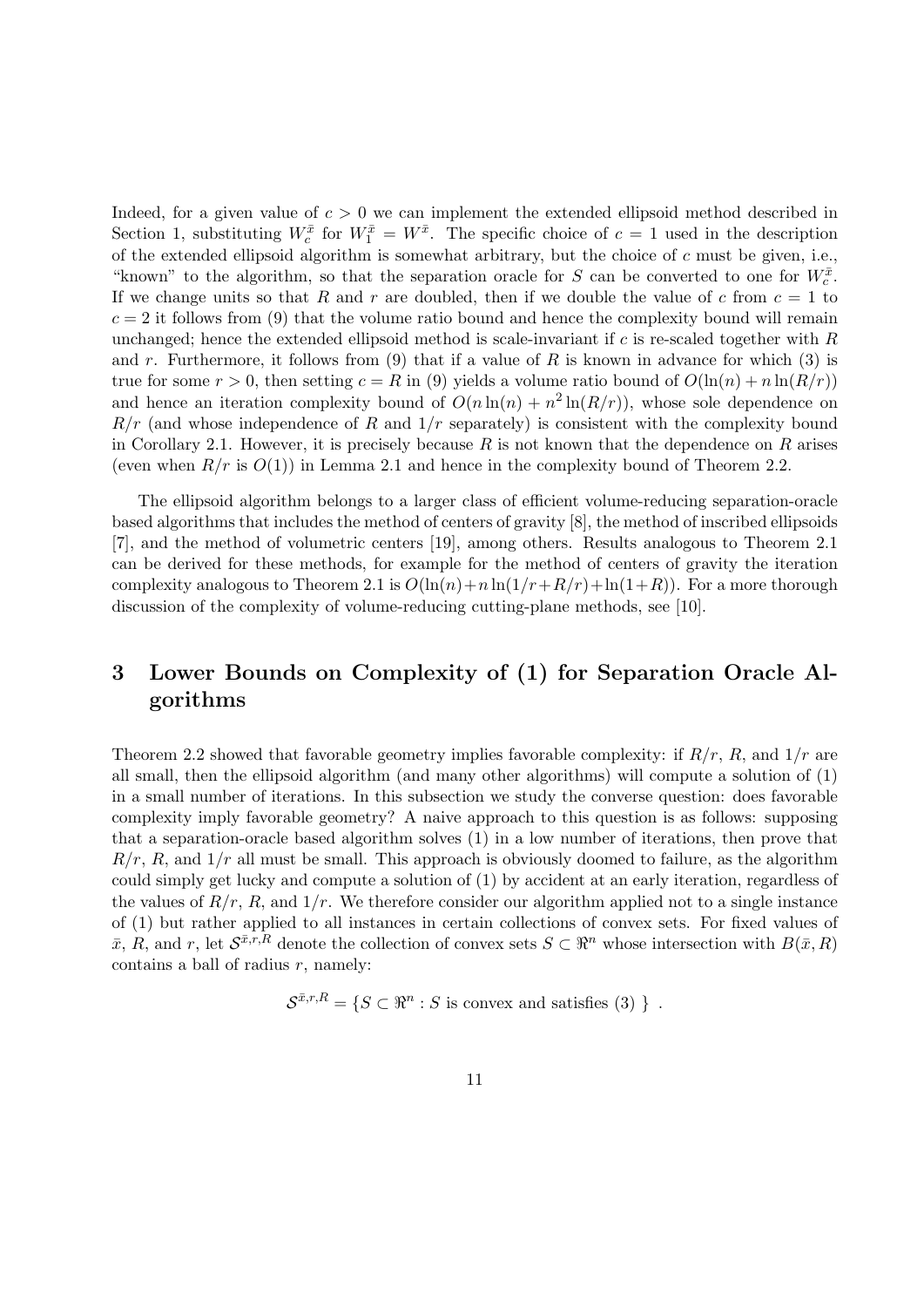Indeed, for a given value of $c > 0$ we can implement the extended ellipsoid method described in Section 1, substituting $W_c^{\bar{x}}$ for $W_1^{\bar{x}} = W^{\bar{x}}$. The specific choice of $c = 1$ used in the description of the extended ellipsoid algorithm is somewhat arbitrary, but the choice of $c$ must be given, i.e., "known" to the algorithm, so that the separation oracle for $S$ can be converted to one for $W_c^{\bar{x}}$. If we change units so that $R$ and $r$ are doubled, then if we double the value of $c$ from $c = 1$ to $c = 2$ it follows from (9) that the volume ratio bound and hence the complexity bound will remain unchanged; hence the extended ellipsoid method is scale-invariant if $c$ is re-scaled together with $R$ and $r$. Furthermore, it follows from (9) that if a value of $R$ is known in advance for which (3) is true for some $r > 0$, then setting $c = R$ in (9) yields a volume ratio bound of $O(\ln(n) + n\ln(R/r))$ and hence an iteration complexity bound of $O(n\ln(n) + n^2\ln(R/r))$, whose sole dependence on $R/r$ (and whose independence of $R$ and $1/r$ separately) is consistent with the complexity bound in Corollary 2.1. However, it is precisely because $R$ is not known that the dependence on $R$ arises (even when $R/r$ is $O(1)$) in Lemma 2.1 and hence in the complexity bound of Theorem 2.2.

The ellipsoid algorithm belongs to a larger class of efficient volume-reducing separation-oracle based algorithms that includes the method of centers of gravity [8], the method of inscribed ellipsoids [7], and the method of volumetric centers [19], among others. Results analogous to Theorem 2.1 can be derived for these methods, for example for the method of centers of gravity the iteration complexity analogous to Theorem 2.1 is $O(\ln(n) + n\ln(1/r + R/r) + \ln(1 + R))$. For a more thorough discussion of the complexity of volume-reducing cutting-plane methods, see [10].

# 3 Lower Bounds on Complexity of (1) for Separation Oracle Algorithms

Theorem 2.2 showed that favorable geometry implies favorable complexity: if $R/r$, $R$, and $1/r$ are all small, then the ellipsoid algorithm (and many other algorithms) will compute a solution of (1) in a small number of iterations. In this subsection we study the converse question: does favorable complexity imply favorable geometry? A naive approach to this question is as follows: supposing that a separation-oracle based algorithm solves (1) in a low number of iterations, then prove that $R/r$, $R$, and $1/r$ all must be small. This approach is obviously doomed to failure, as the algorithm could simply get lucky and compute a solution of (1) by accident at an early iteration, regardless of the values of $R/r$, $R$, and $1/r$. We therefore consider our algorithm applied not to a single instance of (1) but rather applied to all instances in certain collections of convex sets. For fixed values of $\bar{x}$, $R$, and $r$, let $\mathcal{S}^{\bar{x},r,R}$ denote the collection of convex sets $S \subset \Re^n$ whose intersection with $B(\bar{x}, R)$ contains a ball of radius $r$, namely:

$$\mathcal{S}^{\bar{x},r,R} = \{S \subset \Re^n : S \text{ is convex and satisfies (3) } \} \ .$$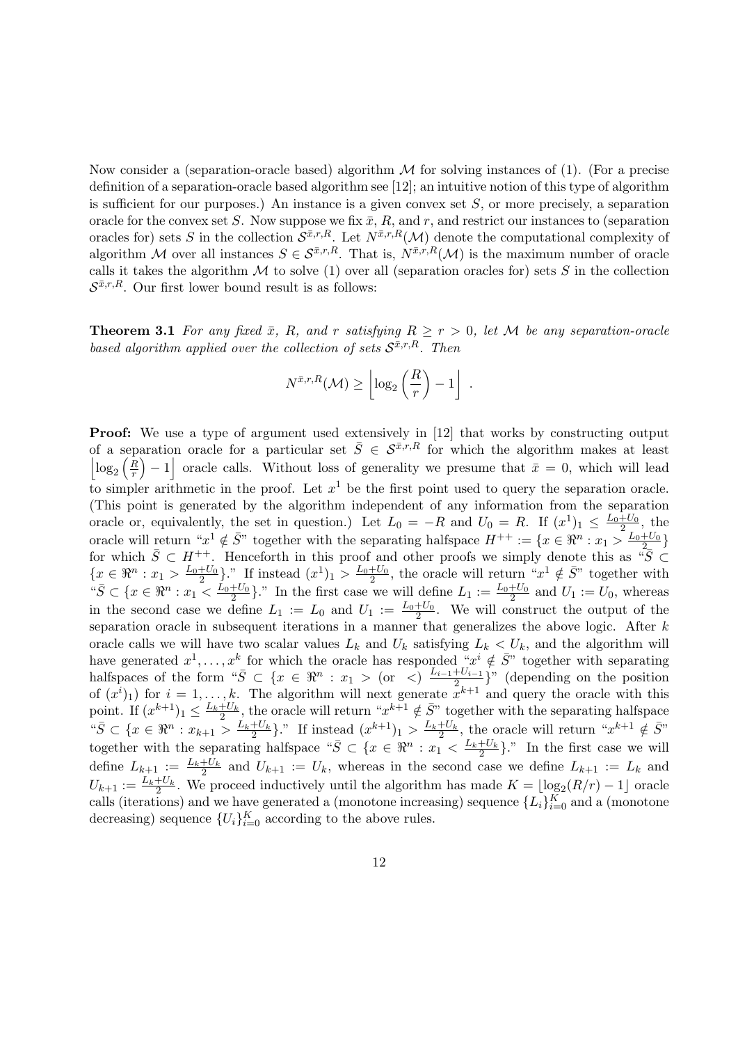Now consider a (separation-oracle based) algorithm $\mathcal{M}$ for solving instances of (1). (For a precise definition of a separation-oracle based algorithm see [12]; an intuitive notion of this type of algorithm is sufficient for our purposes.) An instance is a given convex set $S$, or more precisely, a separation oracle for the convex set $S$. Now suppose we fix $\bar{x}$, $R$, and $r$, and restrict our instances to (separation oracles for) sets $S$ in the collection $\mathcal{S}^{\bar{x},r,R}$. Let $N^{\bar{x},r,R}(\mathcal{M})$ denote the computational complexity of algorithm $\mathcal{M}$ over all instances $S \in \mathcal{S}^{\bar{x},r,R}$. That is, $N^{\bar{x},r,R}(\mathcal{M})$ is the maximum number of oracle calls it takes the algorithm $\mathcal{M}$ to solve (1) over all (separation oracles for) sets $S$ in the collection $\mathcal{S}^{\bar{x},r,R}$. Our first lower bound result is as follows:

**Theorem 3.1** *For any fixed $\bar{x}$, $R$, and $r$ satisfying $R \geq r > 0$, let $\mathcal{M}$ be any separation-oracle based algorithm applied over the collection of sets $\mathcal{S}^{\bar{x},r,R}$. Then*

$$N^{\bar{x},r,R}(\mathcal{M}) \geq \left\lfloor \log_2 \left(\frac{R}{r}\right) - 1 \right\rfloor \ .$$

**Proof:** We use a type of argument used extensively in [12] that works by constructing output of a separation oracle for a particular set $\bar{S} \in \mathcal{S}^{\bar{x},r,R}$ for which the algorithm makes at least $\left\lfloor \log_2 \left(\frac{R}{r}\right) - 1 \right\rfloor$ oracle calls. Without loss of generality we presume that $\bar{x} = 0$, which will lead to simpler arithmetic in the proof. Let $x^1$ be the first point used to query the separation oracle. (This point is generated by the algorithm independent of any information from the separation oracle or, equivalently, the set in question.) Let $L_0 = -R$ and $U_0 = R$. If $(x^1)_1 \leq \frac{L_0+U_0}{2}$, the oracle will return "$x^1 \notin \bar{S}$" together with the separating halfspace $H^{++} := \{x \in \Re^n : x_1 > \frac{L_0+U_0}{2}\}$ for which $\bar{S} \subset H^{++}$. Henceforth in this proof and other proofs we simply denote this as "$\bar{S} \subset \{x \in \Re^n : x_1 > \frac{L_0+U_0}{2}\}$." If instead $(x^1)_1 > \frac{L_0+U_0}{2}$, the oracle will return "$x^1 \notin \bar{S}$" together with "$\bar{S} \subset \{x \in \Re^n : x_1 < \frac{L_0+U_0}{2}\}$." In the first case we will define $L_1 := \frac{L_0+U_0}{2}$ and $U_1 := U_0$, whereas in the second case we define $L_1 := L_0$ and $U_1 := \frac{L_0+U_0}{2}$. We will construct the output of the separation oracle in subsequent iterations in a manner that generalizes the above logic. After $k$ oracle calls we will have two scalar values $L_k$ and $U_k$ satisfying $L_k < U_k$, and the algorithm will have generated $x^1, \ldots, x^k$ for which the oracle has responded "$x^i \notin \bar{S}$" together with separating halfspaces of the form "$\bar{S} \subset \{x \in \Re^n : x_1 >$ (or $<$) $\frac{L_{i-1}+U_{i-1}}{2}\}$" (depending on the position of $(x^i)_1$) for $i = 1, \ldots, k$. The algorithm will next generate $x^{k+1}$ and query the oracle with this point. If $(x^{k+1})_1 \leq \frac{L_k+U_k}{2}$, the oracle will return "$x^{k+1} \notin \bar{S}$" together with the separating halfspace "$\bar{S} \subset \{x \in \Re^n : x_{k+1} > \frac{L_k+U_k}{2}\}$." If instead $(x^{k+1})_1 > \frac{L_k+U_k}{2}$, the oracle will return "$x^{k+1} \notin \bar{S}$" together with the separating halfspace "$\bar{S} \subset \{x \in \Re^n : x_1 < \frac{L_k+U_k}{2}\}$." In the first case we will define $L_{k+1} := \frac{L_k+U_k}{2}$ and $U_{k+1} := U_k$, whereas in the second case we define $L_{k+1} := L_k$ and $U_{k+1} := \frac{L_k+U_k}{2}$. We proceed inductively until the algorithm has made $K = \lfloor \log_2(R/r) - 1 \rfloor$ oracle calls (iterations) and we have generated a (monotone increasing) sequence $\{L_i\}_{i=0}^K$ and a (monotone decreasing) sequence $\{U_i\}_{i=0}^K$ according to the above rules.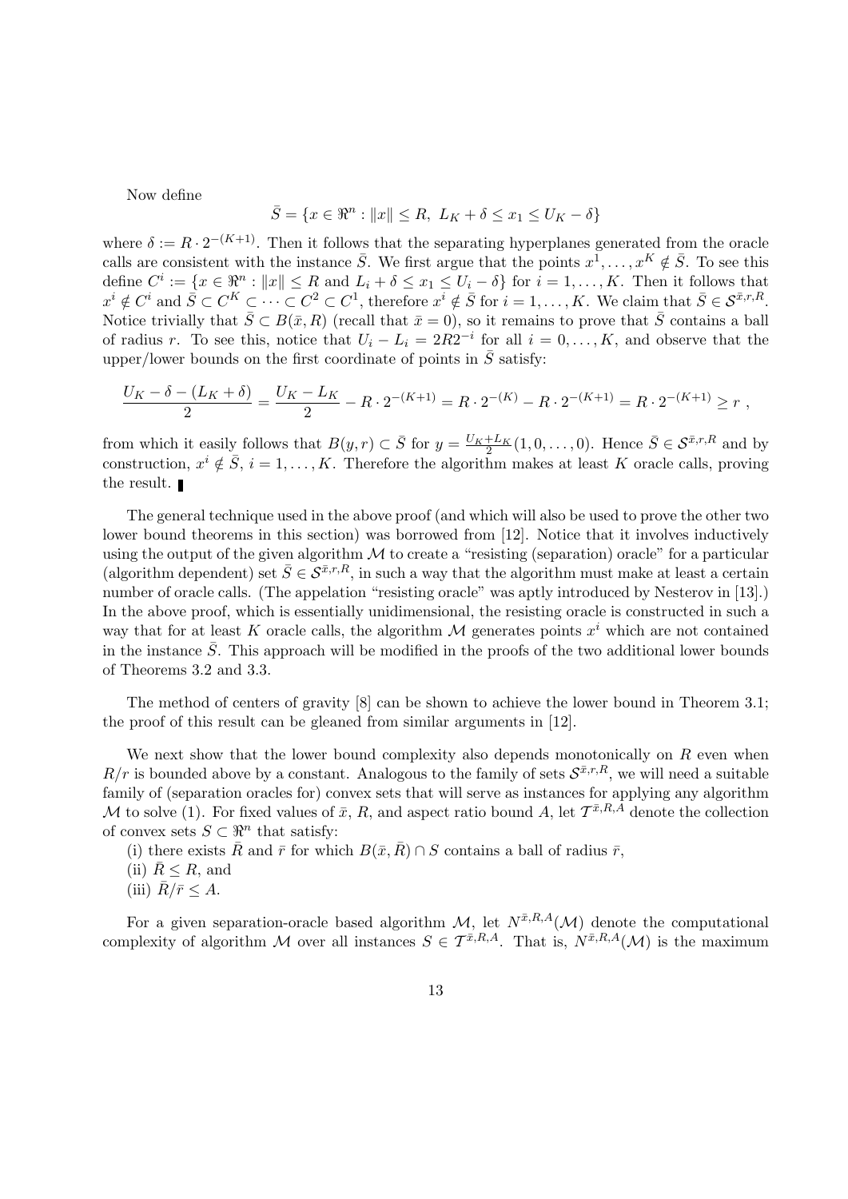Now define

$$\bar{S} = \{x \in \Re^n : \|x\| \le R,\ L_K + \delta \le x_1 \le U_K - \delta\}$$

where $\delta := R \cdot 2^{-(K+1)}$. Then it follows that the separating hyperplanes generated from the oracle calls are consistent with the instance $\bar{S}$. We first argue that the points $x^1, \ldots, x^K \notin \bar{S}$. To see this define $C^i := \{x \in \Re^n : \|x\| \le R \text{ and } L_i + \delta \le x_1 \le U_i - \delta\}$ for $i = 1, \ldots, K$. Then it follows that $x^i \notin C^i$ and $\bar{S} \subset C^K \subset \cdots \subset C^2 \subset C^1$, therefore $x^i \notin \bar{S}$ for $i = 1, \ldots, K$. We claim that $\bar{S} \in \mathcal{S}^{\bar{x},r,R}$. Notice trivially that $\bar{S} \subset B(\bar{x}, R)$ (recall that $\bar{x} = 0$), so it remains to prove that $\bar{S}$ contains a ball of radius $r$. To see this, notice that $U_i - L_i = 2R2^{-i}$ for all $i = 0, \ldots, K$, and observe that the upper/lower bounds on the first coordinate of points in $\bar{S}$ satisfy:

$$\frac{U_K - \delta - (L_K + \delta)}{2} = \frac{U_K - L_K}{2} - R \cdot 2^{-(K+1)} = R \cdot 2^{-(K)} - R \cdot 2^{-(K+1)} = R \cdot 2^{-(K+1)} \ge r \ ,$$

from which it easily follows that $B(y, r) \subset \bar{S}$ for $y = \frac{U_K + L_K}{2}(1, 0, \ldots, 0)$. Hence $\bar{S} \in \mathcal{S}^{\bar{x},r,R}$ and by construction, $x^i \notin \bar{S}$, $i = 1, \ldots, K$. Therefore the algorithm makes at least $K$ oracle calls, proving the result. ∎

The general technique used in the above proof (and which will also be used to prove the other two lower bound theorems in this section) was borrowed from [12]. Notice that it involves inductively using the output of the given algorithm $\mathcal{M}$ to create a "resisting (separation) oracle" for a particular (algorithm dependent) set $\bar{S} \in \mathcal{S}^{\bar{x},r,R}$, in such a way that the algorithm must make at least a certain number of oracle calls. (The appelation "resisting oracle" was aptly introduced by Nesterov in [13].) In the above proof, which is essentially unidimensional, the resisting oracle is constructed in such a way that for at least $K$ oracle calls, the algorithm $\mathcal{M}$ generates points $x^i$ which are not contained in the instance $\bar{S}$. This approach will be modified in the proofs of the two additional lower bounds of Theorems 3.2 and 3.3.

The method of centers of gravity [8] can be shown to achieve the lower bound in Theorem 3.1; the proof of this result can be gleaned from similar arguments in [12].

We next show that the lower bound complexity also depends monotonically on $R$ even when $R/r$ is bounded above by a constant. Analogous to the family of sets $\mathcal{S}^{\bar{x},r,R}$, we will need a suitable family of (separation oracles for) convex sets that will serve as instances for applying any algorithm $\mathcal{M}$ to solve (1). For fixed values of $\bar{x}$, $R$, and aspect ratio bound $A$, let $\mathcal{T}^{\bar{x},R,A}$ denote the collection of convex sets $S \subset \Re^n$ that satisfy:

(i) there exists $\bar{R}$ and $\bar{r}$ for which $B(\bar{x}, \bar{R}) \cap S$ contains a ball of radius $\bar{r}$,

(ii) $\bar{R} \le R$, and

(iii) $\bar{R}/\bar{r} \le A$.

For a given separation-oracle based algorithm $\mathcal{M}$, let $N^{\bar{x},R,A}(\mathcal{M})$ denote the computational complexity of algorithm $\mathcal{M}$ over all instances $S \in \mathcal{T}^{\bar{x},R,A}$. That is, $N^{\bar{x},R,A}(\mathcal{M})$ is the maximum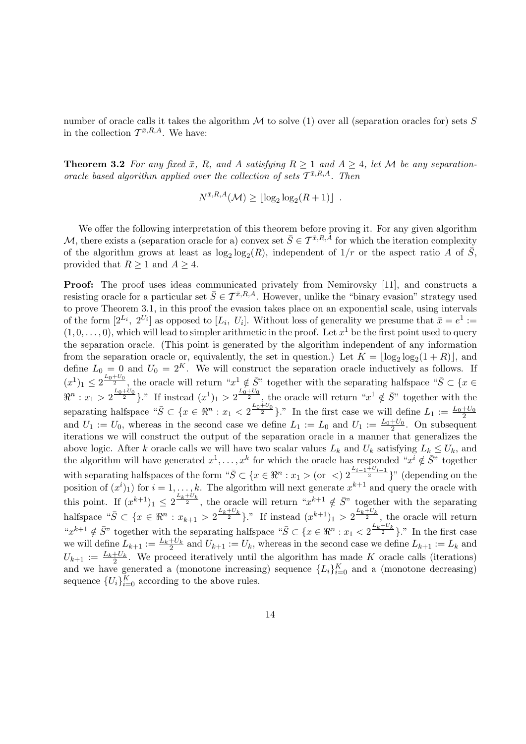number of oracle calls it takes the algorithm $\mathcal{M}$ to solve (1) over all (separation oracles for) sets $S$ in the collection $\mathcal{T}^{\bar{x},R,A}$. We have:

**Theorem 3.2** *For any fixed $\bar{x}$, $R$, and $A$ satisfying $R \geq 1$ and $A \geq 4$, let $\mathcal{M}$ be any separation-oracle based algorithm applied over the collection of sets $\mathcal{T}^{\bar{x},R,A}$. Then*

$$N^{\bar{x},R,A}(\mathcal{M}) \geq \lfloor \log_2 \log_2(R+1) \rfloor \ .$$

We offer the following interpretation of this theorem before proving it. For any given algorithm $\mathcal{M}$, there exists a (separation oracle for a) convex set $\bar{S} \in \mathcal{T}^{\bar{x},R,A}$ for which the iteration complexity of the algorithm grows at least as $\log_2 \log_2(R)$, independent of $1/r$ or the aspect ratio $A$ of $\bar{S}$, provided that $R \geq 1$ and $A \geq 4$.

**Proof:** The proof uses ideas communicated privately from Nemirovsky [11], and constructs a resisting oracle for a particular set $\bar{S} \in \mathcal{T}^{\bar{x},R,A}$. However, unlike the "binary evasion" strategy used to prove Theorem 3.1, in this proof the evasion takes place on an exponential scale, using intervals of the form $[2^{L_i},\ 2^{U_i}]$ as opposed to $[L_i,\ U_i]$. Without loss of generality we presume that $\bar{x} = e^1 := (1, 0, \ldots, 0)$, which will lead to simpler arithmetic in the proof. Let $x^1$ be the first point used to query the separation oracle. (This point is generated by the algorithm independent of any information from the separation oracle or, equivalently, the set in question.) Let $K = \lfloor \log_2 \log_2(1+R) \rfloor$, and define $L_0 = 0$ and $U_0 = 2^K$. We will construct the separation oracle inductively as follows. If $(x^1)_1 \leq 2^{\frac{L_0+U_0}{2}}$, the oracle will return "$x^1 \notin \bar{S}$" together with the separating halfspace "$\bar{S} \subset \{x \in \Re^n : x_1 > 2^{\frac{L_0+U_0}{2}}\}$." If instead $(x^1)_1 > 2^{\frac{L_0+U_0}{2}}$, the oracle will return "$x^1 \notin \bar{S}$" together with the separating halfspace "$\bar{S} \subset \{x \in \Re^n : x_1 < 2^{\frac{L_0+U_0}{2}}\}$." In the first case we will define $L_1 := \frac{L_0+U_0}{2}$ and $U_1 := U_0$, whereas in the second case we define $L_1 := L_0$ and $U_1 := \frac{L_0+U_0}{2}$. On subsequent iterations we will construct the output of the separation oracle in a manner that generalizes the above logic. After $k$ oracle calls we will have two scalar values $L_k$ and $U_k$ satisfying $L_k \leq U_k$, and the algorithm will have generated $x^1, \ldots, x^k$ for which the oracle has responded "$x^i \notin \bar{S}$" together with separating halfspaces of the form "$\bar{S} \subset \{x \in \Re^n : x_1 > (\text{or } <)\ 2^{\frac{L_{i-1}+U_{i-1}}{2}}\}$" (depending on the position of $(x^i)_1$) for $i = 1, \ldots, k$. The algorithm will next generate $x^{k+1}$ and query the oracle with this point. If $(x^{k+1})_1 \leq 2^{\frac{L_k+U_k}{2}}$, the oracle will return "$x^{k+1} \notin \bar{S}$" together with the separating halfspace "$\bar{S} \subset \{x \in \Re^n : x_{k+1} > 2^{\frac{L_k+U_k}{2}}\}$." If instead $(x^{k+1})_1 > 2^{\frac{L_k+U_k}{2}}$, the oracle will return "$x^{k+1} \notin \bar{S}$" together with the separating halfspace "$\bar{S} \subset \{x \in \Re^n : x_1 < 2^{\frac{L_k+U_k}{2}}\}$." In the first case we will define $L_{k+1} := \frac{L_k+U_k}{2}$ and $U_{k+1} := U_k$, whereas in the second case we define $L_{k+1} := L_k$ and $U_{k+1} := \frac{L_k+U_k}{2}$. We proceed iteratively until the algorithm has made $K$ oracle calls (iterations) and we have generated a (monotone increasing) sequence $\{L_i\}_{i=0}^{K}$ and a (monotone decreasing) sequence $\{U_i\}_{i=0}^{K}$ according to the above rules.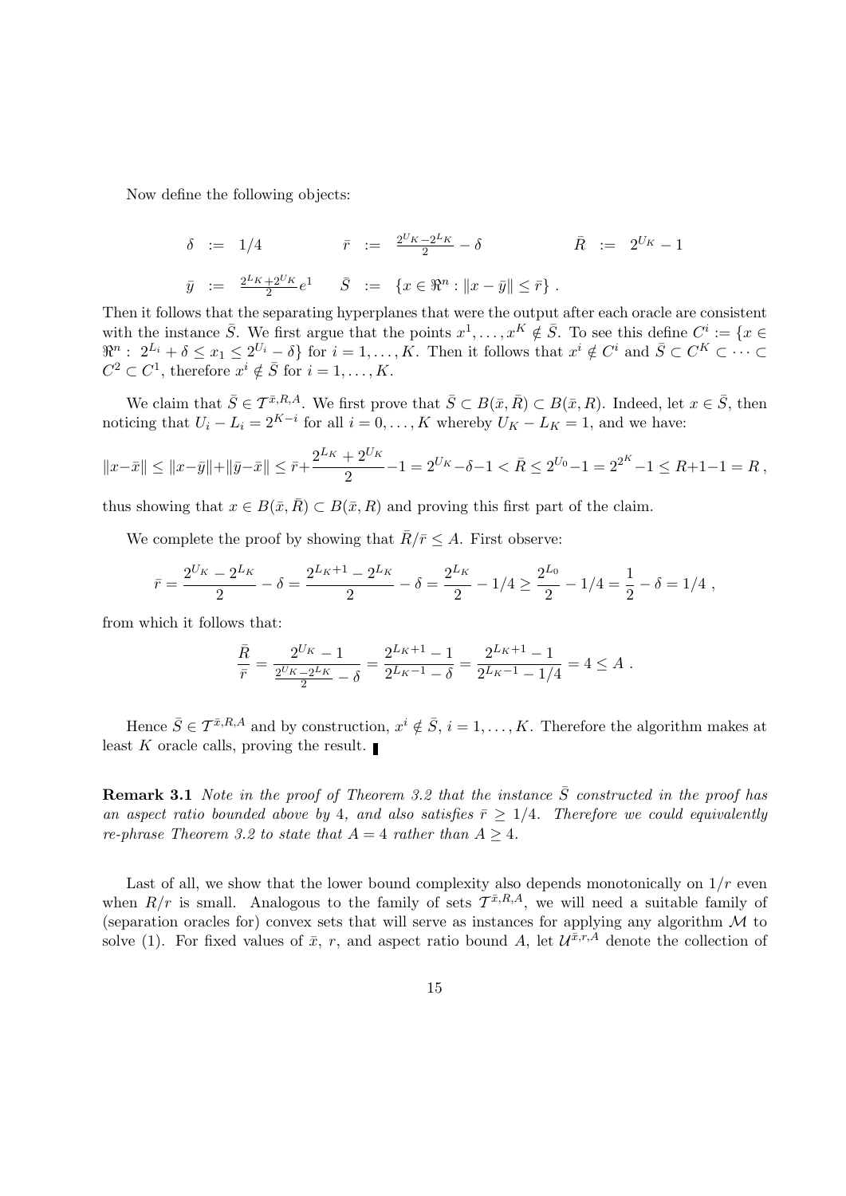Now define the following objects:

$$
\begin{array}{llllll}
\delta & := & 1/4 \qquad & \bar{r} & := & \frac{2^{U_K}-2^{L_K}}{2} - \delta \qquad \bar{R} \;:=\; 2^{U_K}-1 \\
\bar{y} & := & \frac{2^{L_K}+2^{U_K}}{2}e^1 \qquad & \bar{S} & := & \{x \in \Re^n : \|x-\bar{y}\| \le \bar{r}\} \ .
\end{array}
$$

Then it follows that the separating hyperplanes that were the output after each oracle are consistent with the instance $\bar{S}$. We first argue that the points $x^1, \ldots, x^K \notin \bar{S}$. To see this define $C^i := \{x \in \Re^n : \ 2^{L_i} + \delta \le x_1 \le 2^{U_i} - \delta\}$ for $i = 1, \ldots, K$. Then it follows that $x^i \notin C^i$ and $\bar{S} \subset C^K \subset \cdots \subset C^2 \subset C^1$, therefore $x^i \notin \bar{S}$ for $i = 1, \ldots, K$.

We claim that $\bar{S} \in \mathcal{T}^{\bar{x},R,A}$. We first prove that $\bar{S} \subset B(\bar{x}, \bar{R}) \subset B(\bar{x}, R)$. Indeed, let $x \in \bar{S}$, then noticing that $U_i - L_i = 2^{K-i}$ for all $i = 0, \ldots, K$ whereby $U_K - L_K = 1$, and we have:

$$
\|x-\bar{x}\| \le \|x-\bar{y}\| + \|\bar{y}-\bar{x}\| \le \bar{r} + \frac{2^{L_K}+2^{U_K}}{2} - 1 = 2^{U_K} - \delta - 1 < \bar{R} \le 2^{U_0} - 1 = 2^{2^K} - 1 \le R + 1 - 1 = R \ ,
$$

thus showing that $x \in B(\bar{x}, \bar{R}) \subset B(\bar{x}, R)$ and proving this first part of the claim.

We complete the proof by showing that $\bar{R}/\bar{r} \le A$. First observe:

$$
\bar{r} = \frac{2^{U_K} - 2^{L_K}}{2} - \delta = \frac{2^{L_K+1} - 2^{L_K}}{2} - \delta = \frac{2^{L_K}}{2} - 1/4 \ge \frac{2^{L_0}}{2} - 1/4 = \frac{1}{2} - \delta = 1/4 \ ,
$$

from which it follows that:

$$
\frac{\bar{R}}{\bar{r}} = \frac{2^{U_K} - 1}{\frac{2^{U_K} - 2^{L_K}}{2} - \delta} = \frac{2^{L_K+1} - 1}{2^{L_K-1} - \delta} = \frac{2^{L_K+1} - 1}{2^{L_K-1} - 1/4} = 4 \le A \ .
$$

Hence $\bar{S} \in \mathcal{T}^{\bar{x},R,A}$ and by construction, $x^i \notin \bar{S}$, $i = 1, \ldots, K$. Therefore the algorithm makes at least $K$ oracle calls, proving the result. ∎

**Remark 3.1** *Note in the proof of Theorem 3.2 that the instance $\bar{S}$ constructed in the proof has an aspect ratio bounded above by 4, and also satisfies $\bar{r} \ge 1/4$. Therefore we could equivalently re-phrase Theorem 3.2 to state that $A = 4$ rather than $A \ge 4$.*

Last of all, we show that the lower bound complexity also depends monotonically on $1/r$ even when $R/r$ is small. Analogous to the family of sets $\mathcal{T}^{\bar{x},R,A}$, we will need a suitable family of (separation oracles for) convex sets that will serve as instances for applying any algorithm $\mathcal{M}$ to solve (1). For fixed values of $\bar{x}$, $r$, and aspect ratio bound $A$, let $\mathcal{U}^{\bar{x},r,A}$ denote the collection of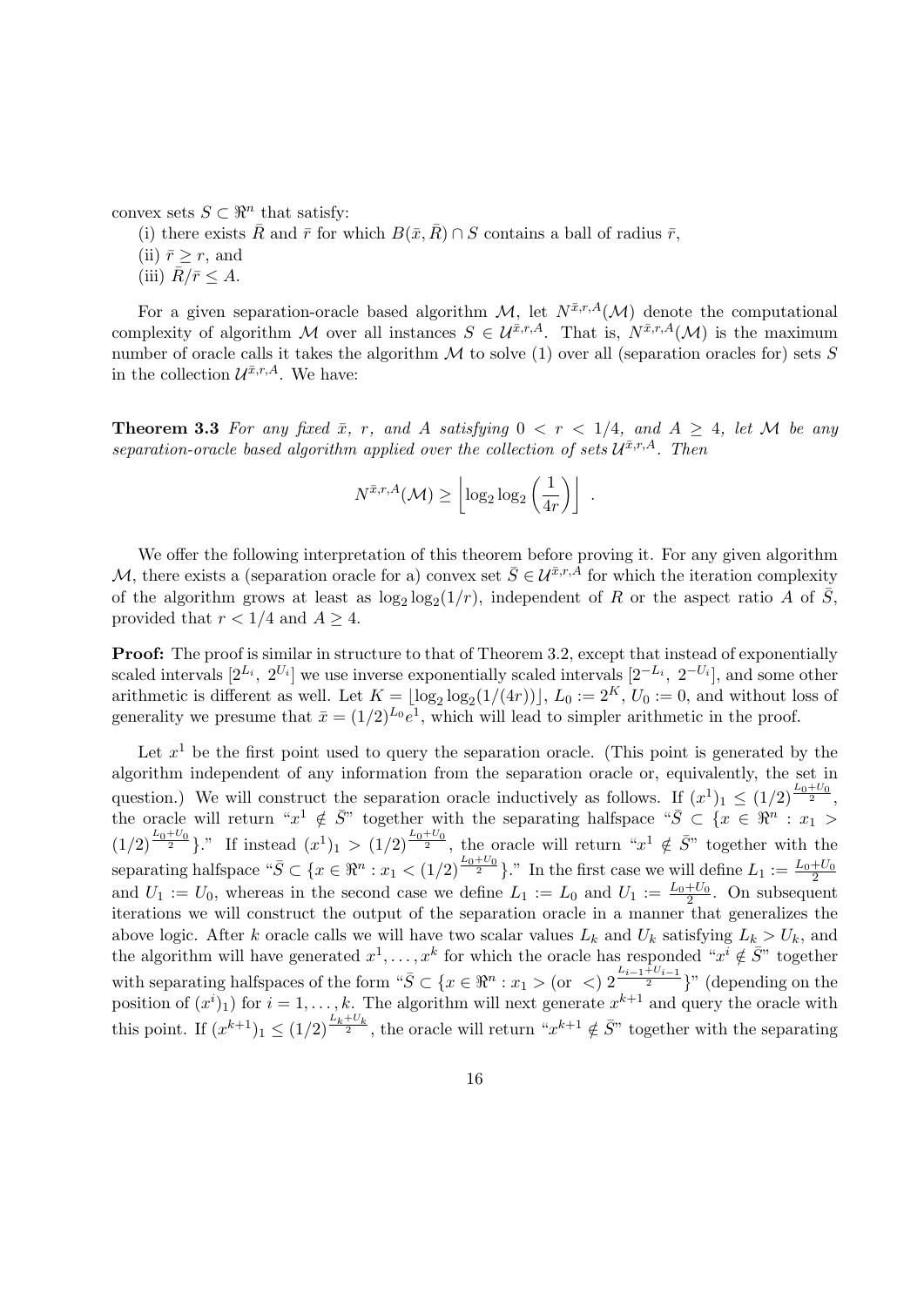convex sets $S \subset \Re^n$ that satisfy:

(i) there exists $\bar{R}$ and $\bar{r}$ for which $B(\bar{x}, \bar{R}) \cap S$ contains a ball of radius $\bar{r}$,

(ii) $\bar{r} \geq r$, and

(iii) $\bar{R}/\bar{r} \leq A$.

For a given separation-oracle based algorithm $\mathcal{M}$, let $N^{\bar{x},r,A}(\mathcal{M})$ denote the computational complexity of algorithm $\mathcal{M}$ over all instances $S \in \mathcal{U}^{\bar{x},r,A}$. That is, $N^{\bar{x},r,A}(\mathcal{M})$ is the maximum number of oracle calls it takes the algorithm $\mathcal{M}$ to solve (1) over all (separation oracles for) sets $S$ in the collection $\mathcal{U}^{\bar{x},r,A}$. We have:

**Theorem 3.3** *For any fixed $\bar{x}$, $r$, and $A$ satisfying $0 < r < 1/4$, and $A \geq 4$, let $\mathcal{M}$ be any separation-oracle based algorithm applied over the collection of sets $\mathcal{U}^{\bar{x},r,A}$. Then*

$$N^{\bar{x},r,A}(\mathcal{M}) \geq \left\lfloor \log_2 \log_2 \left( \frac{1}{4r} \right) \right\rfloor \ .$$

We offer the following interpretation of this theorem before proving it. For any given algorithm $\mathcal{M}$, there exists a (separation oracle for a) convex set $\bar{S} \in \mathcal{U}^{\bar{x},r,A}$ for which the iteration complexity of the algorithm grows at least as $\log_2 \log_2(1/r)$, independent of $R$ or the aspect ratio $A$ of $\bar{S}$, provided that $r < 1/4$ and $A \geq 4$.

**Proof:** The proof is similar in structure to that of Theorem 3.2, except that instead of exponentially scaled intervals $[2^{L_i}, \ 2^{U_i}]$ we use inverse exponentially scaled intervals $[2^{-L_i}, \ 2^{-U_i}]$, and some other arithmetic is different as well. Let $K = \lfloor \log_2 \log_2(1/(4r)) \rfloor$, $L_0 := 2^K$, $U_0 := 0$, and without loss of generality we presume that $\bar{x} = (1/2)^{L_0} e^1$, which will lead to simpler arithmetic in the proof.

Let $x^1$ be the first point used to query the separation oracle. (This point is generated by the algorithm independent of any information from the separation oracle or, equivalently, the set in question.) We will construct the separation oracle inductively as follows. If $(x^1)_1 \leq (1/2)^{\frac{L_0+U_0}{2}}$, the oracle will return "$x^1 \notin \bar{S}$" together with the separating halfspace "$\bar{S} \subset \{x \in \Re^n : x_1 > (1/2)^{\frac{L_0+U_0}{2}}\}$." If instead $(x^1)_1 > (1/2)^{\frac{L_0+U_0}{2}}$, the oracle will return "$x^1 \notin \bar{S}$" together with the separating halfspace "$\bar{S} \subset \{x \in \Re^n : x_1 < (1/2)^{\frac{L_0+U_0}{2}}\}$." In the first case we will define $L_1 := \frac{L_0+U_0}{2}$ and $U_1 := U_0$, whereas in the second case we define $L_1 := L_0$ and $U_1 := \frac{L_0+U_0}{2}$. On subsequent iterations we will construct the output of the separation oracle in a manner that generalizes the above logic. After $k$ oracle calls we will have two scalar values $L_k$ and $U_k$ satisfying $L_k > U_k$, and the algorithm will have generated $x^1, \ldots, x^k$ for which the oracle has responded "$x^i \notin \bar{S}$" together with separating halfspaces of the form "$\bar{S} \subset \{x \in \Re^n : x_1 > (\text{or } <) \ 2^{\frac{L_{i-1}+U_{i-1}}{2}}\}$" (depending on the position of $(x^i)_1$) for $i = 1, \ldots, k$. The algorithm will next generate $x^{k+1}$ and query the oracle with this point. If $(x^{k+1})_1 \leq (1/2)^{\frac{L_k+U_k}{2}}$, the oracle will return "$x^{k+1} \notin \bar{S}$" together with the separating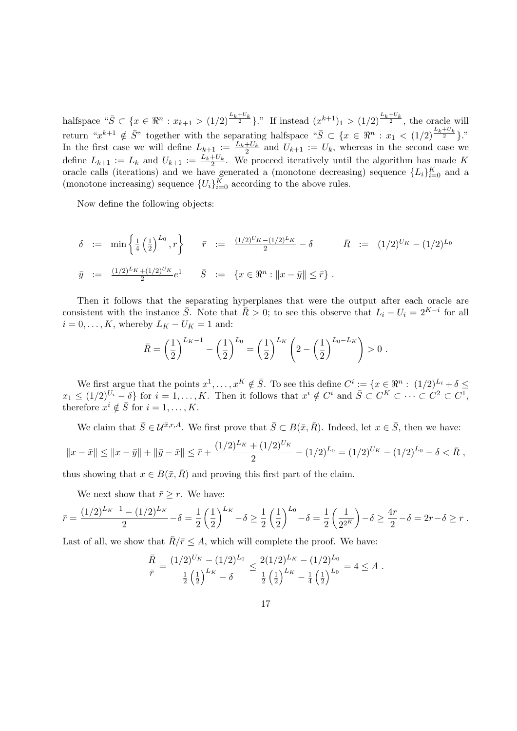halfspace "$\bar{S} \subset \{x \in \Re^n : x_{k+1} > (1/2)^{\frac{L_k+U_k}{2}}\}$." If instead $(x^{k+1})_1 > (1/2)^{\frac{L_k+U_k}{2}}$, the oracle will return "$x^{k+1} \notin \bar{S}$" together with the separating halfspace "$\bar{S} \subset \{x \in \Re^n : x_1 < (1/2)^{\frac{L_k+U_k}{2}}\}$." In the first case we will define $L_{k+1} := \frac{L_k+U_k}{2}$ and $U_{k+1} := U_k$, whereas in the second case we define $L_{k+1} := L_k$ and $U_{k+1} := \frac{L_k+U_k}{2}$. We proceed iteratively until the algorithm has made $K$ oracle calls (iterations) and we have generated a (monotone decreasing) sequence $\{L_i\}_{i=0}^K$ and a (monotone increasing) sequence $\{U_i\}_{i=0}^K$ according to the above rules.

Now define the following objects:

$$\delta \;:=\; \min\left\{\frac{1}{4}\left(\frac{1}{2}\right)^{L_0}, r\right\} \qquad \bar{r} \;:=\; \frac{(1/2)^{U_K}-(1/2)^{L_K}}{2} - \delta \qquad \bar{R} \;:=\; (1/2)^{U_K} - (1/2)^{L_0}$$

$$\bar{y} \;:=\; \frac{(1/2)^{L_K}+(1/2)^{U_K}}{2} e^1 \qquad \bar{S} \;:=\; \{x \in \Re^n : \|x - \bar{y}\| \leq \bar{r}\} \ .$$

Then it follows that the separating hyperplanes that were the output after each oracle are consistent with the instance $\bar{S}$. Note that $\bar{R} > 0$; to see this observe that $L_i - U_i = 2^{K-i}$ for all $i = 0, \dots, K$, whereby $L_K - U_K = 1$ and:

$$\bar{R} = \left(\frac{1}{2}\right)^{L_K-1} - \left(\frac{1}{2}\right)^{L_0} = \left(\frac{1}{2}\right)^{L_K}\left(2 - \left(\frac{1}{2}\right)^{L_0-L_K}\right) > 0 \ .$$

We first argue that the points $x^1, \dots, x^K \notin \bar{S}$. To see this define $C^i := \{x \in \Re^n : (1/2)^{L_i} + \delta \leq x_1 \leq (1/2)^{U_i} - \delta\}$ for $i = 1, \dots, K$. Then it follows that $x^i \notin C^i$ and $\bar{S} \subset C^K \subset \dots \subset C^2 \subset C^1$, therefore $x^i \notin \bar{S}$ for $i = 1, \dots, K$.

We claim that $\bar{S} \in \mathcal{U}^{\bar{x},r,A}$. We first prove that $\bar{S} \subset B(\bar{x}, \bar{R})$. Indeed, let $x \in \bar{S}$, then we have:

$$\|x - \bar{x}\| \leq \|x - \bar{y}\| + \|\bar{y} - \bar{x}\| \leq \bar{r} + \frac{(1/2)^{L_K} + (1/2)^{U_K}}{2} - (1/2)^{L_0} = (1/2)^{U_K} - (1/2)^{L_0} - \delta < \bar{R} \ ,$$

thus showing that $x \in B(\bar{x}, \bar{R})$ and proving this first part of the claim.

We next show that $\bar{r} \geq r$. We have:

$$\bar{r} = \frac{(1/2)^{L_K-1} - (1/2)^{L_K}}{2} - \delta = \frac{1}{2}\left(\frac{1}{2}\right)^{L_K} - \delta \geq \frac{1}{2}\left(\frac{1}{2}\right)^{L_0} - \delta = \frac{1}{2}\left(\frac{1}{2^{2^K}}\right) - \delta \geq \frac{4r}{2} - \delta = 2r - \delta \geq r \ .$$

Last of all, we show that $\bar{R}/\bar{r} \leq A$, which will complete the proof. We have:

$$\frac{\bar{R}}{\bar{r}} = \frac{(1/2)^{U_K} - (1/2)^{L_0}}{\frac{1}{2}\left(\frac{1}{2}\right)^{L_K} - \delta} \leq \frac{2(1/2)^{L_K} - (1/2)^{L_0}}{\frac{1}{2}\left(\frac{1}{2}\right)^{L_K} - \frac{1}{4}\left(\frac{1}{2}\right)^{L_0}} = 4 \leq A \ .$$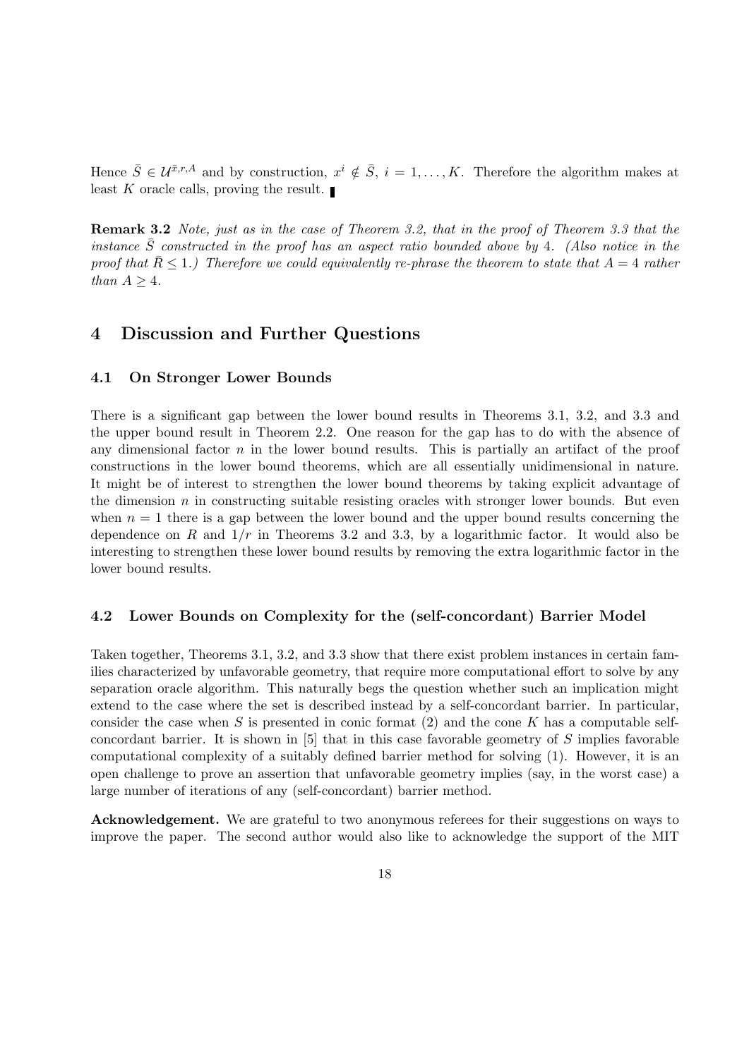Hence $\bar{S} \in \mathcal{U}^{\bar{x},r,A}$ and by construction, $x^i \notin \bar{S}$, $i = 1, \ldots, K$. Therefore the algorithm makes at least $K$ oracle calls, proving the result. ∎

**Remark 3.2** *Note, just as in the case of Theorem 3.2, that in the proof of Theorem 3.3 that the instance $\bar{S}$ constructed in the proof has an aspect ratio bounded above by 4. (Also notice in the proof that $\bar{R} \leq 1$.) Therefore we could equivalently re-phrase the theorem to state that $A = 4$ rather than $A \geq 4$.*

# 4 Discussion and Further Questions

## 4.1 On Stronger Lower Bounds

There is a significant gap between the lower bound results in Theorems 3.1, 3.2, and 3.3 and the upper bound result in Theorem 2.2. One reason for the gap has to do with the absence of any dimensional factor $n$ in the lower bound results. This is partially an artifact of the proof constructions in the lower bound theorems, which are all essentially unidimensional in nature. It might be of interest to strengthen the lower bound theorems by taking explicit advantage of the dimension $n$ in constructing suitable resisting oracles with stronger lower bounds. But even when $n = 1$ there is a gap between the lower bound and the upper bound results concerning the dependence on $R$ and $1/r$ in Theorems 3.2 and 3.3, by a logarithmic factor. It would also be interesting to strengthen these lower bound results by removing the extra logarithmic factor in the lower bound results.

## 4.2 Lower Bounds on Complexity for the (self-concordant) Barrier Model

Taken together, Theorems 3.1, 3.2, and 3.3 show that there exist problem instances in certain families characterized by unfavorable geometry, that require more computational effort to solve by any separation oracle algorithm. This naturally begs the question whether such an implication might extend to the case where the set is described instead by a self-concordant barrier. In particular, consider the case when $S$ is presented in conic format (2) and the cone $K$ has a computable self-concordant barrier. It is shown in [5] that in this case favorable geometry of $S$ implies favorable computational complexity of a suitably defined barrier method for solving (1). However, it is an open challenge to prove an assertion that unfavorable geometry implies (say, in the worst case) a large number of iterations of any (self-concordant) barrier method.

**Acknowledgement.** We are grateful to two anonymous referees for their suggestions on ways to improve the paper. The second author would also like to acknowledge the support of the MIT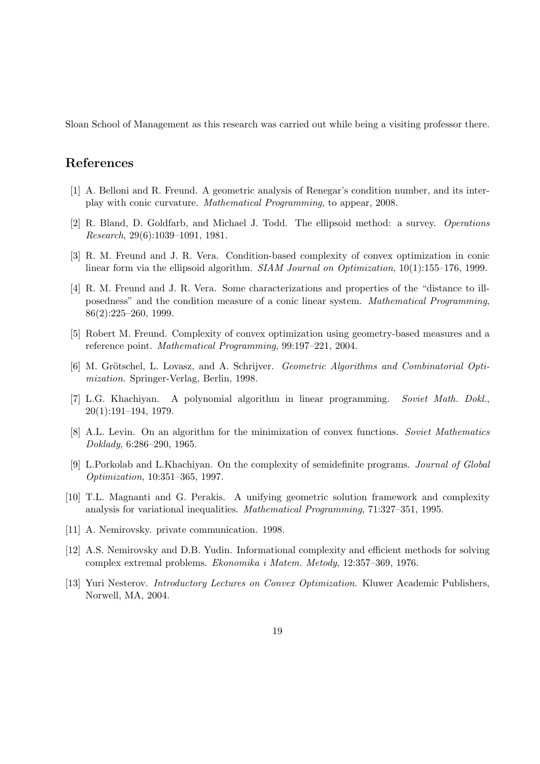Sloan School of Management as this research was carried out while being a visiting professor there.

## References

[1] A. Belloni and R. Freund. A geometric analysis of Renegar's condition number, and its interplay with conic curvature. *Mathematical Programming*, to appear, 2008.

[2] R. Bland, D. Goldfarb, and Michael J. Todd. The ellipsoid method: a survey. *Operations Research*, 29(6):1039–1091, 1981.

[3] R. M. Freund and J. R. Vera. Condition-based complexity of convex optimization in conic linear form via the ellipsoid algorithm. *SIAM Journal on Optimization*, 10(1):155–176, 1999.

[4] R. M. Freund and J. R. Vera. Some characterizations and properties of the "distance to ill-posedness" and the condition measure of a conic linear system. *Mathematical Programming*, 86(2):225–260, 1999.

[5] Robert M. Freund. Complexity of convex optimization using geometry-based measures and a reference point. *Mathematical Programming*, 99:197–221, 2004.

[6] M. Grötschel, L. Lovasz, and A. Schrijver. *Geometric Algorithms and Combinatorial Optimization*. Springer-Verlag, Berlin, 1998.

[7] L.G. Khachiyan. A polynomial algorithm in linear programming. *Soviet Math. Dokl.*, 20(1):191–194, 1979.

[8] A.L. Levin. On an algorithm for the minimization of convex functions. *Soviet Mathematics Doklady*, 6:286–290, 1965.

[9] L.Porkolab and L.Khachiyan. On the complexity of semidefinite programs. *Journal of Global Optimization*, 10:351–365, 1997.

[10] T.L. Magnanti and G. Perakis. A unifying geometric solution framework and complexity analysis for variational inequalities. *Mathematical Programming*, 71:327–351, 1995.

[11] A. Nemirovsky. private communication. 1998.

[12] A.S. Nemirovsky and D.B. Yudin. Informational complexity and efficient methods for solving complex extremal problems. *Ekonomika i Matem. Metody*, 12:357–369, 1976.

[13] Yuri Nesterov. *Introductory Lectures on Convex Optimization*. Kluwer Academic Publishers, Norwell, MA, 2004.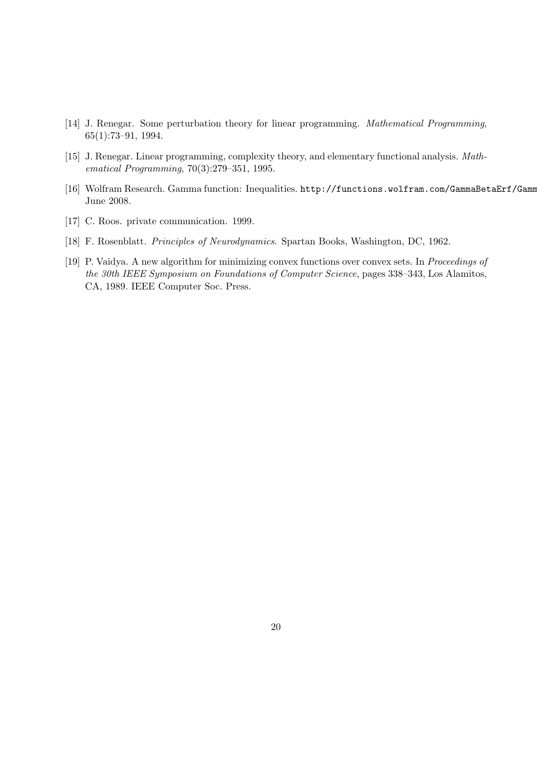[14] J. Renegar. Some perturbation theory for linear programming. *Mathematical Programming*, 65(1):73–91, 1994.

[15] J. Renegar. Linear programming, complexity theory, and elementary functional analysis. *Mathematical Programming*, 70(3):279–351, 1995.

[16] Wolfram Research. Gamma function: Inequalities. `http://functions.wolfram.com/GammaBetaErf/Gamm` June 2008.

[17] C. Roos. private communication. 1999.

[18] F. Rosenblatt. *Principles of Neurodynamics*. Spartan Books, Washington, DC, 1962.

[19] P. Vaidya. A new algorithm for minimizing convex functions over convex sets. In *Proceedings of the 30th IEEE Symposium on Foundations of Computer Science*, pages 338–343, Los Alamitos, CA, 1989. IEEE Computer Soc. Press.